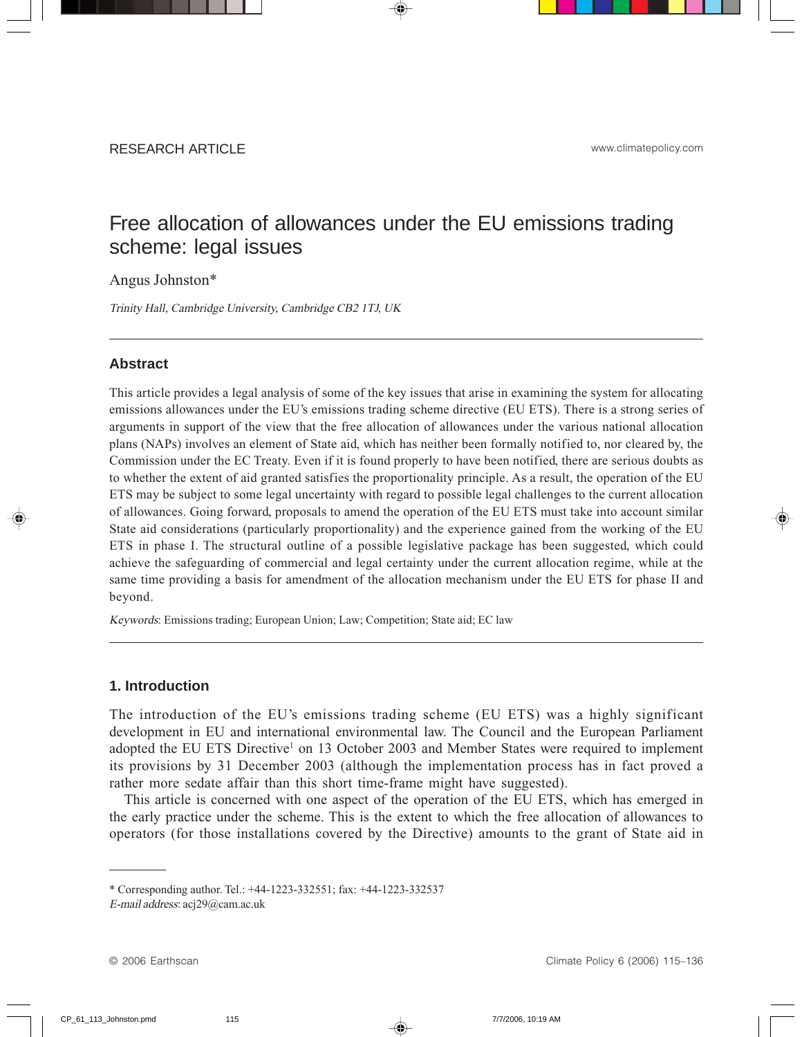RESEARCH ARTICLE

# Free allocation of allowances under the EU emissions trading scheme: legal issues

Angus Johnston*

*Trinity Hall, Cambridge University, Cambridge CB2 1TJ, UK*

---

## Abstract

This article provides a legal analysis of some of the key issues that arise in examining the system for allocating emissions allowances under the EU's emissions trading scheme directive (EU ETS). There is a strong series of arguments in support of the view that the free allocation of allowances under the various national allocation plans (NAPs) involves an element of State aid, which has neither been formally notified to, nor cleared by, the Commission under the EC Treaty. Even if it is found properly to have been notified, there are serious doubts as to whether the extent of aid granted satisfies the proportionality principle. As a result, the operation of the EU ETS may be subject to some legal uncertainty with regard to possible legal challenges to the current allocation of allowances. Going forward, proposals to amend the operation of the EU ETS must take into account similar State aid considerations (particularly proportionality) and the experience gained from the working of the EU ETS in phase I. The structural outline of a possible legislative package has been suggested, which could achieve the safeguarding of commercial and legal certainty under the current allocation regime, while at the same time providing a basis for amendment of the allocation mechanism under the EU ETS for phase II and beyond.

*Keywords*: Emissions trading; European Union; Law; Competition; State aid; EC law

---

## 1. Introduction

The introduction of the EU's emissions trading scheme (EU ETS) was a highly significant development in EU and international environmental law. The Council and the European Parliament adopted the EU ETS Directive[1] on 13 October 2003 and Member States were required to implement its provisions by 31 December 2003 (although the implementation process has in fact proved a rather more sedate affair than this short time-frame might have suggested).

This article is concerned with one aspect of the operation of the EU ETS, which has emerged in the early practice under the scheme. This is the extent to which the free allocation of allowances to operators (for those installations covered by the Directive) amounts to the grant of State aid in

---

\* Corresponding author. Tel.: +44-1223-332551; fax: +44-1223-332537
*E-mail address*: acj29@cam.ac.uk

© 2006 Earthscan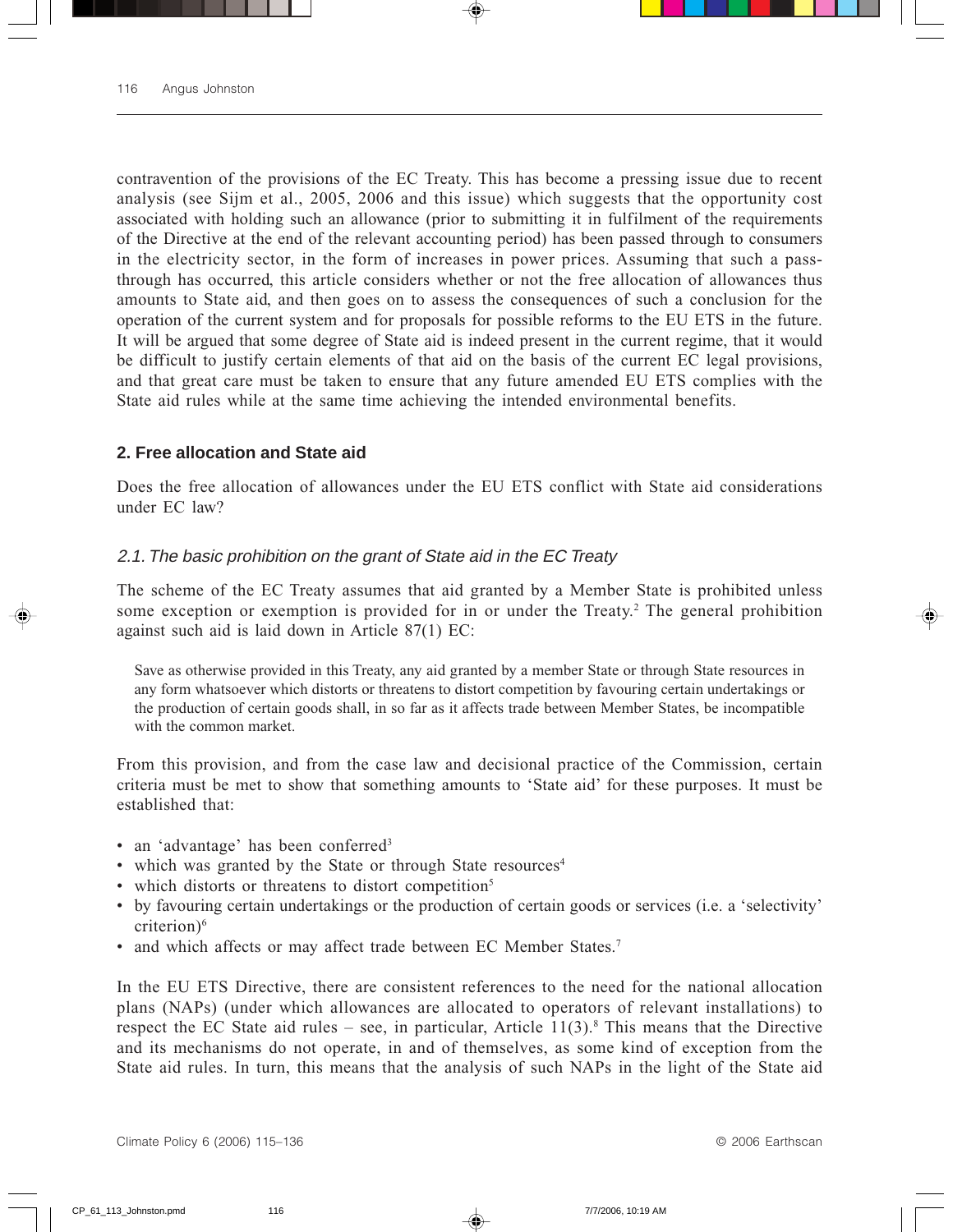contravention of the provisions of the EC Treaty. This has become a pressing issue due to recent analysis (see Sijm et al., 2005, 2006 and this issue) which suggests that the opportunity cost associated with holding such an allowance (prior to submitting it in fulfilment of the requirements of the Directive at the end of the relevant accounting period) has been passed through to consumers in the electricity sector, in the form of increases in power prices. Assuming that such a pass-through has occurred, this article considers whether or not the free allocation of allowances thus amounts to State aid, and then goes on to assess the consequences of such a conclusion for the operation of the current system and for proposals for possible reforms to the EU ETS in the future. It will be argued that some degree of State aid is indeed present in the current regime, that it would be difficult to justify certain elements of that aid on the basis of the current EC legal provisions, and that great care must be taken to ensure that any future amended EU ETS complies with the State aid rules while at the same time achieving the intended environmental benefits.

## 2. Free allocation and State aid

Does the free allocation of allowances under the EU ETS conflict with State aid considerations under EC law?

### *2.1. The basic prohibition on the grant of State aid in the EC Treaty*

The scheme of the EC Treaty assumes that aid granted by a Member State is prohibited unless some exception or exemption is provided for in or under the Treaty.[2] The general prohibition against such aid is laid down in Article 87(1) EC:

> Save as otherwise provided in this Treaty, any aid granted by a member State or through State resources in any form whatsoever which distorts or threatens to distort competition by favouring certain undertakings or the production of certain goods shall, in so far as it affects trade between Member States, be incompatible with the common market.

From this provision, and from the case law and decisional practice of the Commission, certain criteria must be met to show that something amounts to 'State aid' for these purposes. It must be established that:

- an 'advantage' has been conferred[3]
- which was granted by the State or through State resources[4]
- which distorts or threatens to distort competition[5]
- by favouring certain undertakings or the production of certain goods or services (i.e. a 'selectivity' criterion)[6]
- and which affects or may affect trade between EC Member States.[7]

In the EU ETS Directive, there are consistent references to the need for the national allocation plans (NAPs) (under which allowances are allocated to operators of relevant installations) to respect the EC State aid rules – see, in particular, Article 11(3).[8] This means that the Directive and its mechanisms do not operate, in and of themselves, as some kind of exception from the State aid rules. In turn, this means that the analysis of such NAPs in the light of the State aid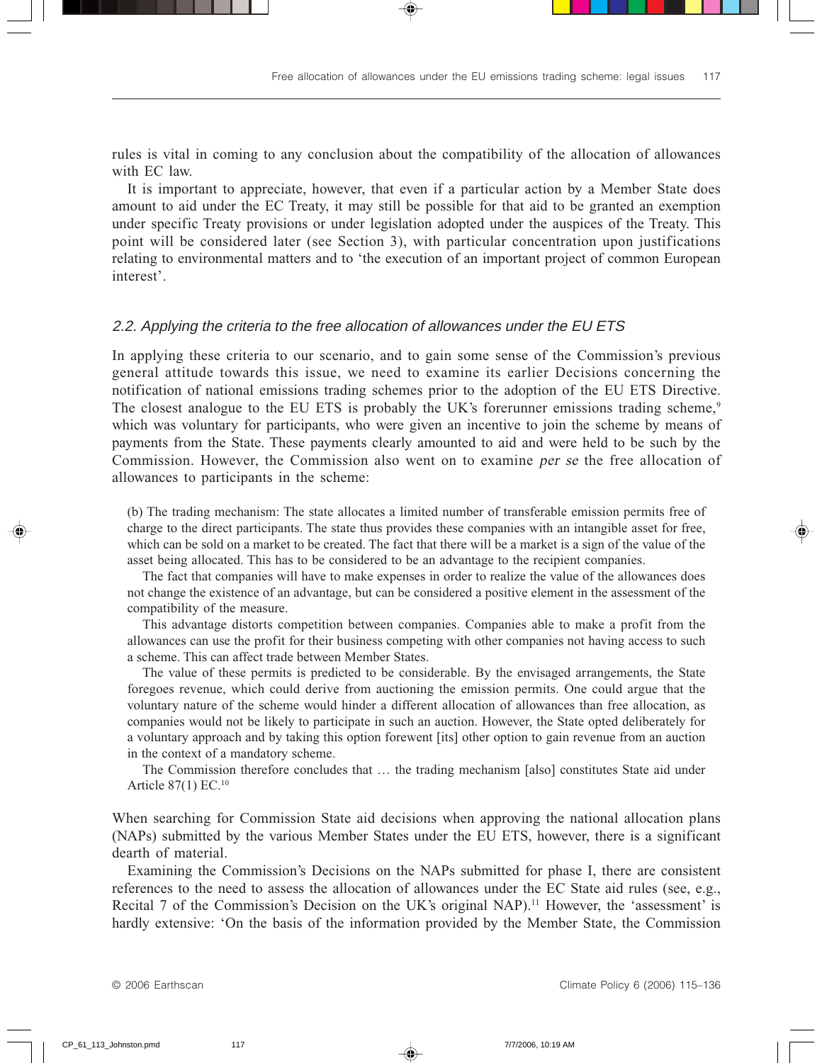rules is vital in coming to any conclusion about the compatibility of the allocation of allowances with EC law.

It is important to appreciate, however, that even if a particular action by a Member State does amount to aid under the EC Treaty, it may still be possible for that aid to be granted an exemption under specific Treaty provisions or under legislation adopted under the auspices of the Treaty. This point will be considered later (see Section 3), with particular concentration upon justifications relating to environmental matters and to 'the execution of an important project of common European interest'.

### 2.2. Applying the criteria to the free allocation of allowances under the EU ETS

In applying these criteria to our scenario, and to gain some sense of the Commission's previous general attitude towards this issue, we need to examine its earlier Decisions concerning the notification of national emissions trading schemes prior to the adoption of the EU ETS Directive. The closest analogue to the EU ETS is probably the UK's forerunner emissions trading scheme,[9] which was voluntary for participants, who were given an incentive to join the scheme by means of payments from the State. These payments clearly amounted to aid and were held to be such by the Commission. However, the Commission also went on to examine *per se* the free allocation of allowances to participants in the scheme:

> (b) The trading mechanism: The state allocates a limited number of transferable emission permits free of charge to the direct participants. The state thus provides these companies with an intangible asset for free, which can be sold on a market to be created. The fact that there will be a market is a sign of the value of the asset being allocated. This has to be considered to be an advantage to the recipient companies.
>
> The fact that companies will have to make expenses in order to realize the value of the allowances does not change the existence of an advantage, but can be considered a positive element in the assessment of the compatibility of the measure.
>
> This advantage distorts competition between companies. Companies able to make a profit from the allowances can use the profit for their business competing with other companies not having access to such a scheme. This can affect trade between Member States.
>
> The value of these permits is predicted to be considerable. By the envisaged arrangements, the State foregoes revenue, which could derive from auctioning the emission permits. One could argue that the voluntary nature of the scheme would hinder a different allocation of allowances than free allocation, as companies would not be likely to participate in such an auction. However, the State opted deliberately for a voluntary approach and by taking this option forewent [its] other option to gain revenue from an auction in the context of a mandatory scheme.
>
> The Commission therefore concludes that … the trading mechanism [also] constitutes State aid under Article 87(1) EC.[10]

When searching for Commission State aid decisions when approving the national allocation plans (NAPs) submitted by the various Member States under the EU ETS, however, there is a significant dearth of material.

Examining the Commission's Decisions on the NAPs submitted for phase I, there are consistent references to the need to assess the allocation of allowances under the EC State aid rules (see, e.g., Recital 7 of the Commission's Decision on the UK's original NAP).[11] However, the 'assessment' is hardly extensive: 'On the basis of the information provided by the Member State, the Commission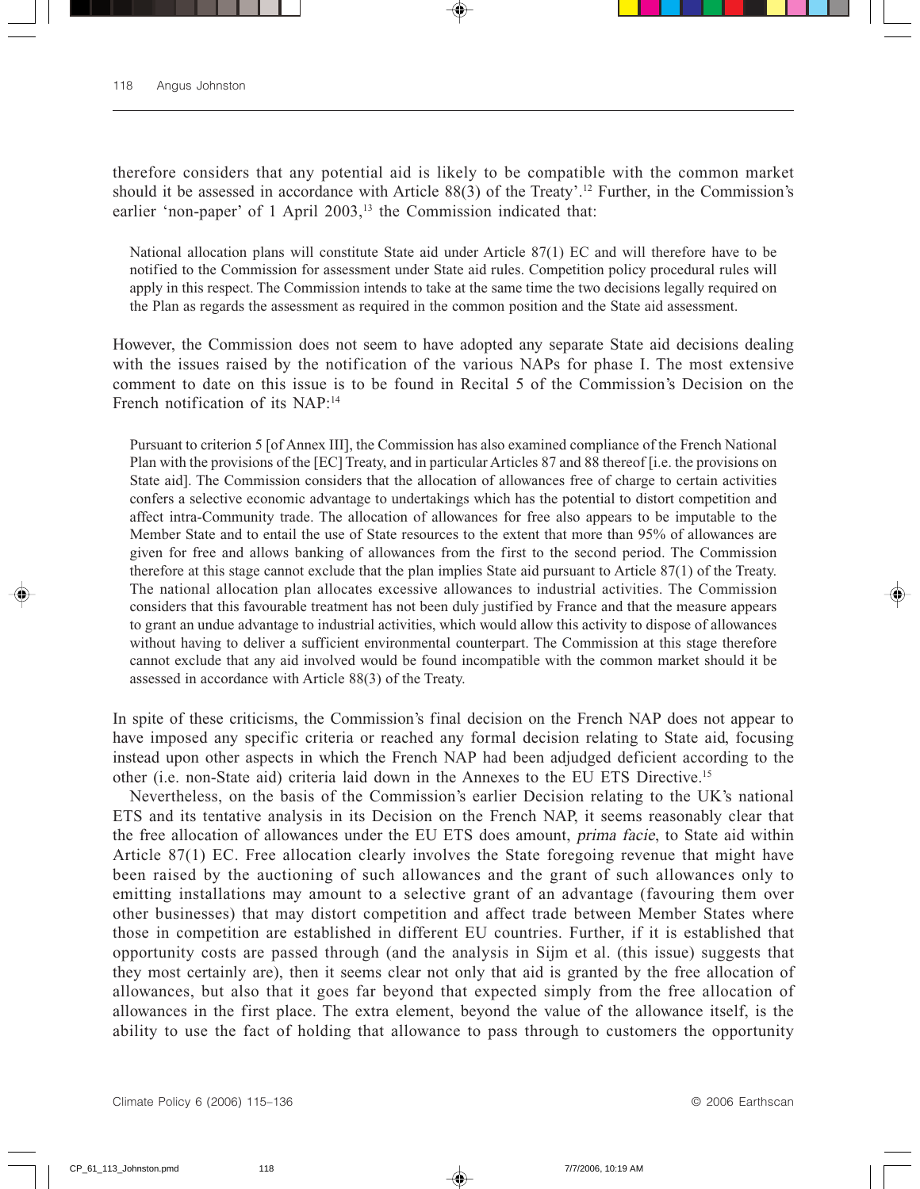therefore considers that any potential aid is likely to be compatible with the common market should it be assessed in accordance with Article 88(3) of the Treaty'.[12] Further, in the Commission's earlier 'non-paper' of 1 April 2003,[13] the Commission indicated that:

> National allocation plans will constitute State aid under Article 87(1) EC and will therefore have to be notified to the Commission for assessment under State aid rules. Competition policy procedural rules will apply in this respect. The Commission intends to take at the same time the two decisions legally required on the Plan as regards the assessment as required in the common position and the State aid assessment.

However, the Commission does not seem to have adopted any separate State aid decisions dealing with the issues raised by the notification of the various NAPs for phase I. The most extensive comment to date on this issue is to be found in Recital 5 of the Commission's Decision on the French notification of its NAP:[14]

> Pursuant to criterion 5 [of Annex III], the Commission has also examined compliance of the French National Plan with the provisions of the [EC] Treaty, and in particular Articles 87 and 88 thereof [i.e. the provisions on State aid]. The Commission considers that the allocation of allowances free of charge to certain activities confers a selective economic advantage to undertakings which has the potential to distort competition and affect intra-Community trade. The allocation of allowances for free also appears to be imputable to the Member State and to entail the use of State resources to the extent that more than 95% of allowances are given for free and allows banking of allowances from the first to the second period. The Commission therefore at this stage cannot exclude that the plan implies State aid pursuant to Article 87(1) of the Treaty. The national allocation plan allocates excessive allowances to industrial activities. The Commission considers that this favourable treatment has not been duly justified by France and that the measure appears to grant an undue advantage to industrial activities, which would allow this activity to dispose of allowances without having to deliver a sufficient environmental counterpart. The Commission at this stage therefore cannot exclude that any aid involved would be found incompatible with the common market should it be assessed in accordance with Article 88(3) of the Treaty.

In spite of these criticisms, the Commission's final decision on the French NAP does not appear to have imposed any specific criteria or reached any formal decision relating to State aid, focusing instead upon other aspects in which the French NAP had been adjudged deficient according to the other (i.e. non-State aid) criteria laid down in the Annexes to the EU ETS Directive.[15]

Nevertheless, on the basis of the Commission's earlier Decision relating to the UK's national ETS and its tentative analysis in its Decision on the French NAP, it seems reasonably clear that the free allocation of allowances under the EU ETS does amount, *prima facie*, to State aid within Article 87(1) EC. Free allocation clearly involves the State foregoing revenue that might have been raised by the auctioning of such allowances and the grant of such allowances only to emitting installations may amount to a selective grant of an advantage (favouring them over other businesses) that may distort competition and affect trade between Member States where those in competition are established in different EU countries. Further, if it is established that opportunity costs are passed through (and the analysis in Sijm et al. (this issue) suggests that they most certainly are), then it seems clear not only that aid is granted by the free allocation of allowances, but also that it goes far beyond that expected simply from the free allocation of allowances in the first place. The extra element, beyond the value of the allowance itself, is the ability to use the fact of holding that allowance to pass through to customers the opportunity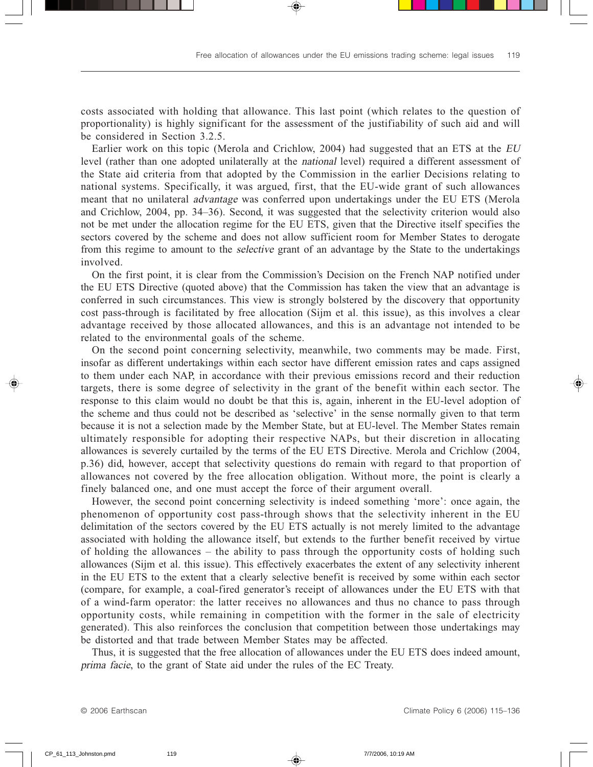costs associated with holding that allowance. This last point (which relates to the question of proportionality) is highly significant for the assessment of the justifiability of such aid and will be considered in Section 3.2.5.

Earlier work on this topic (Merola and Crichlow, 2004) had suggested that an ETS at the *EU* level (rather than one adopted unilaterally at the *national* level) required a different assessment of the State aid criteria from that adopted by the Commission in the earlier Decisions relating to national systems. Specifically, it was argued, first, that the EU-wide grant of such allowances meant that no unilateral *advantage* was conferred upon undertakings under the EU ETS (Merola and Crichlow, 2004, pp. 34–36). Second, it was suggested that the selectivity criterion would also not be met under the allocation regime for the EU ETS, given that the Directive itself specifies the sectors covered by the scheme and does not allow sufficient room for Member States to derogate from this regime to amount to the *selective* grant of an advantage by the State to the undertakings involved.

On the first point, it is clear from the Commission's Decision on the French NAP notified under the EU ETS Directive (quoted above) that the Commission has taken the view that an advantage is conferred in such circumstances. This view is strongly bolstered by the discovery that opportunity cost pass-through is facilitated by free allocation (Sijm et al. this issue), as this involves a clear advantage received by those allocated allowances, and this is an advantage not intended to be related to the environmental goals of the scheme.

On the second point concerning selectivity, meanwhile, two comments may be made. First, insofar as different undertakings within each sector have different emission rates and caps assigned to them under each NAP, in accordance with their previous emissions record and their reduction targets, there is some degree of selectivity in the grant of the benefit within each sector. The response to this claim would no doubt be that this is, again, inherent in the EU-level adoption of the scheme and thus could not be described as 'selective' in the sense normally given to that term because it is not a selection made by the Member State, but at EU-level. The Member States remain ultimately responsible for adopting their respective NAPs, but their discretion in allocating allowances is severely curtailed by the terms of the EU ETS Directive. Merola and Crichlow (2004, p.36) did, however, accept that selectivity questions do remain with regard to that proportion of allowances not covered by the free allocation obligation. Without more, the point is clearly a finely balanced one, and one must accept the force of their argument overall.

However, the second point concerning selectivity is indeed something 'more': once again, the phenomenon of opportunity cost pass-through shows that the selectivity inherent in the EU delimitation of the sectors covered by the EU ETS actually is not merely limited to the advantage associated with holding the allowance itself, but extends to the further benefit received by virtue of holding the allowances – the ability to pass through the opportunity costs of holding such allowances (Sijm et al. this issue). This effectively exacerbates the extent of any selectivity inherent in the EU ETS to the extent that a clearly selective benefit is received by some within each sector (compare, for example, a coal-fired generator's receipt of allowances under the EU ETS with that of a wind-farm operator: the latter receives no allowances and thus no chance to pass through opportunity costs, while remaining in competition with the former in the sale of electricity generated). This also reinforces the conclusion that competition between those undertakings may be distorted and that trade between Member States may be affected.

Thus, it is suggested that the free allocation of allowances under the EU ETS does indeed amount, *prima facie*, to the grant of State aid under the rules of the EC Treaty.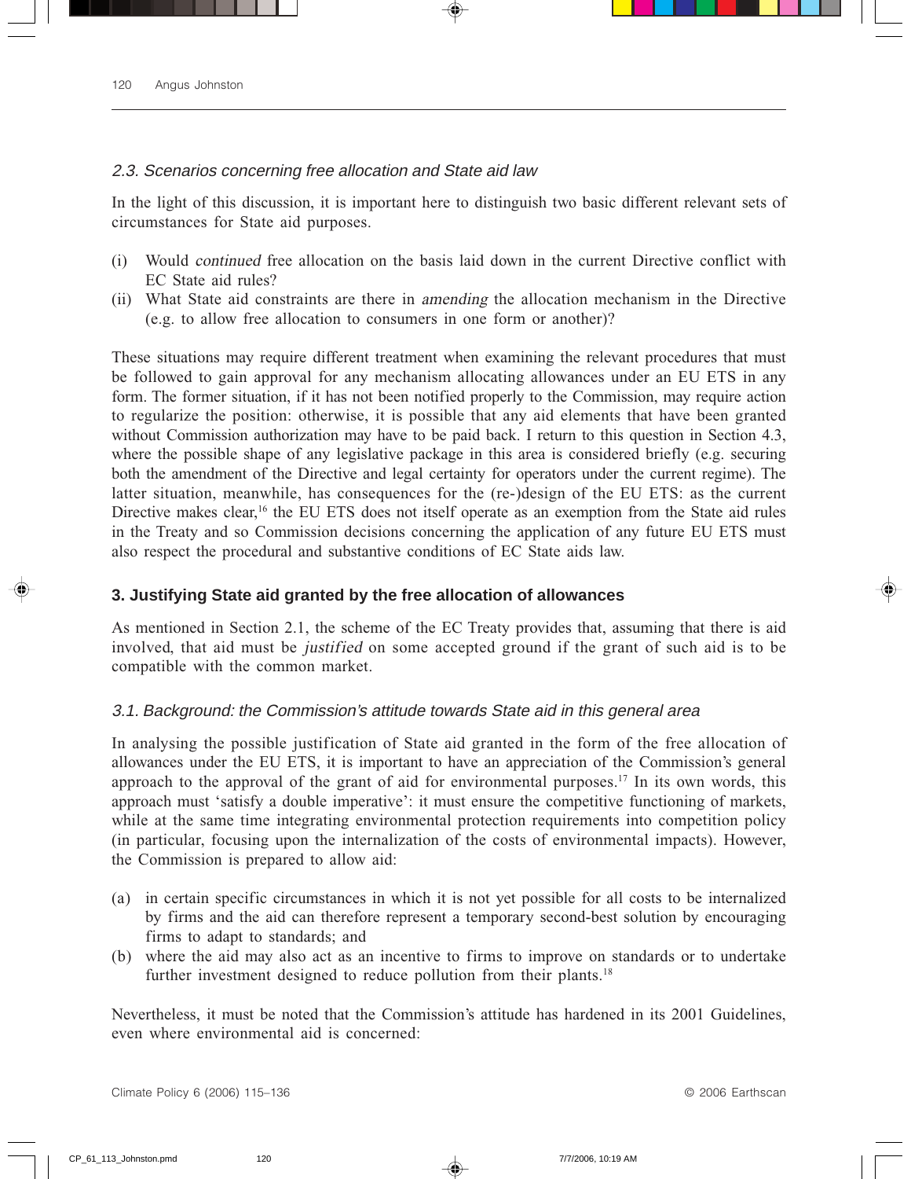### 2.3. Scenarios concerning free allocation and State aid law

In the light of this discussion, it is important here to distinguish two basic different relevant sets of circumstances for State aid purposes.

(i) Would *continued* free allocation on the basis laid down in the current Directive conflict with EC State aid rules?
(ii) What State aid constraints are there in *amending* the allocation mechanism in the Directive (e.g. to allow free allocation to consumers in one form or another)?

These situations may require different treatment when examining the relevant procedures that must be followed to gain approval for any mechanism allocating allowances under an EU ETS in any form. The former situation, if it has not been notified properly to the Commission, may require action to regularize the position: otherwise, it is possible that any aid elements that have been granted without Commission authorization may have to be paid back. I return to this question in Section 4.3, where the possible shape of any legislative package in this area is considered briefly (e.g. securing both the amendment of the Directive and legal certainty for operators under the current regime). The latter situation, meanwhile, has consequences for the (re-)design of the EU ETS: as the current Directive makes clear,[16] the EU ETS does not itself operate as an exemption from the State aid rules in the Treaty and so Commission decisions concerning the application of any future EU ETS must also respect the procedural and substantive conditions of EC State aids law.

## 3. Justifying State aid granted by the free allocation of allowances

As mentioned in Section 2.1, the scheme of the EC Treaty provides that, assuming that there is aid involved, that aid must be *justified* on some accepted ground if the grant of such aid is to be compatible with the common market.

### 3.1. Background: the Commission's attitude towards State aid in this general area

In analysing the possible justification of State aid granted in the form of the free allocation of allowances under the EU ETS, it is important to have an appreciation of the Commission's general approach to the approval of the grant of aid for environmental purposes.[17] In its own words, this approach must 'satisfy a double imperative': it must ensure the competitive functioning of markets, while at the same time integrating environmental protection requirements into competition policy (in particular, focusing upon the internalization of the costs of environmental impacts). However, the Commission is prepared to allow aid:

(a) in certain specific circumstances in which it is not yet possible for all costs to be internalized by firms and the aid can therefore represent a temporary second-best solution by encouraging firms to adapt to standards; and
(b) where the aid may also act as an incentive to firms to improve on standards or to undertake further investment designed to reduce pollution from their plants.[18]

Nevertheless, it must be noted that the Commission's attitude has hardened in its 2001 Guidelines, even where environmental aid is concerned: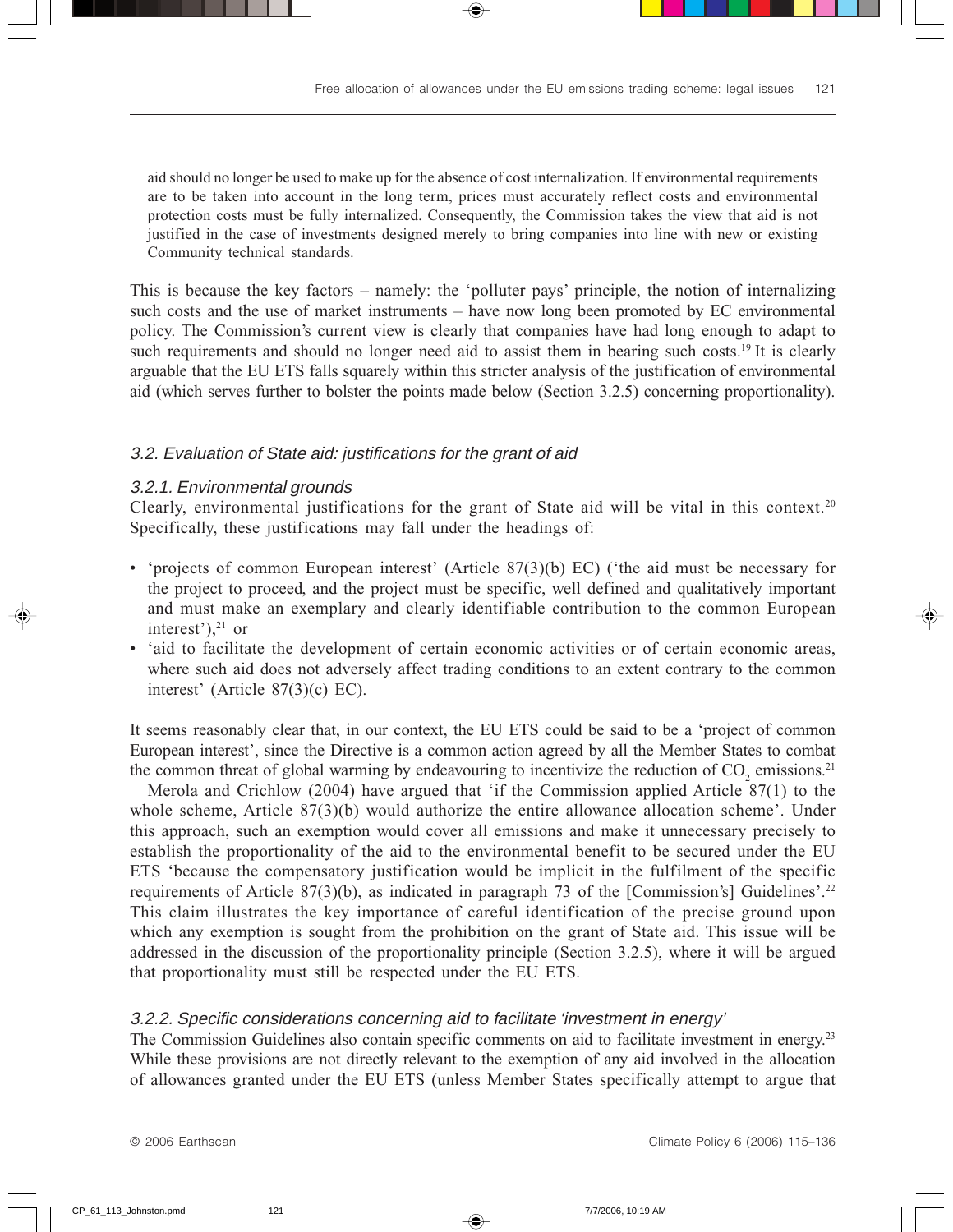> aid should no longer be used to make up for the absence of cost internalization. If environmental requirements are to be taken into account in the long term, prices must accurately reflect costs and environmental protection costs must be fully internalized. Consequently, the Commission takes the view that aid is not justified in the case of investments designed merely to bring companies into line with new or existing Community technical standards.

This is because the key factors – namely: the 'polluter pays' principle, the notion of internalizing such costs and the use of market instruments – have now long been promoted by EC environmental policy. The Commission's current view is clearly that companies have had long enough to adapt to such requirements and should no longer need aid to assist them in bearing such costs.[19] It is clearly arguable that the EU ETS falls squarely within this stricter analysis of the justification of environmental aid (which serves further to bolster the points made below (Section 3.2.5) concerning proportionality).

## *3.2. Evaluation of State aid: justifications for the grant of aid*

### *3.2.1. Environmental grounds*

Clearly, environmental justifications for the grant of State aid will be vital in this context.[20] Specifically, these justifications may fall under the headings of:

- 'projects of common European interest' (Article 87(3)(b) EC) ('the aid must be necessary for the project to proceed, and the project must be specific, well defined and qualitatively important and must make an exemplary and clearly identifiable contribution to the common European interest'),[21] or
- 'aid to facilitate the development of certain economic activities or of certain economic areas, where such aid does not adversely affect trading conditions to an extent contrary to the common interest' (Article 87(3)(c) EC).

It seems reasonably clear that, in our context, the EU ETS could be said to be a 'project of common European interest', since the Directive is a common action agreed by all the Member States to combat the common threat of global warming by endeavouring to incentivize the reduction of $CO_2$ emissions.[21]

Merola and Crichlow (2004) have argued that 'if the Commission applied Article 87(1) to the whole scheme, Article 87(3)(b) would authorize the entire allowance allocation scheme'. Under this approach, such an exemption would cover all emissions and make it unnecessary precisely to establish the proportionality of the aid to the environmental benefit to be secured under the EU ETS 'because the compensatory justification would be implicit in the fulfilment of the specific requirements of Article 87(3)(b), as indicated in paragraph 73 of the [Commission's] Guidelines'.[22] This claim illustrates the key importance of careful identification of the precise ground upon which any exemption is sought from the prohibition on the grant of State aid. This issue will be addressed in the discussion of the proportionality principle (Section 3.2.5), where it will be argued that proportionality must still be respected under the EU ETS.

### *3.2.2. Specific considerations concerning aid to facilitate 'investment in energy'*

The Commission Guidelines also contain specific comments on aid to facilitate investment in energy.[23] While these provisions are not directly relevant to the exemption of any aid involved in the allocation of allowances granted under the EU ETS (unless Member States specifically attempt to argue that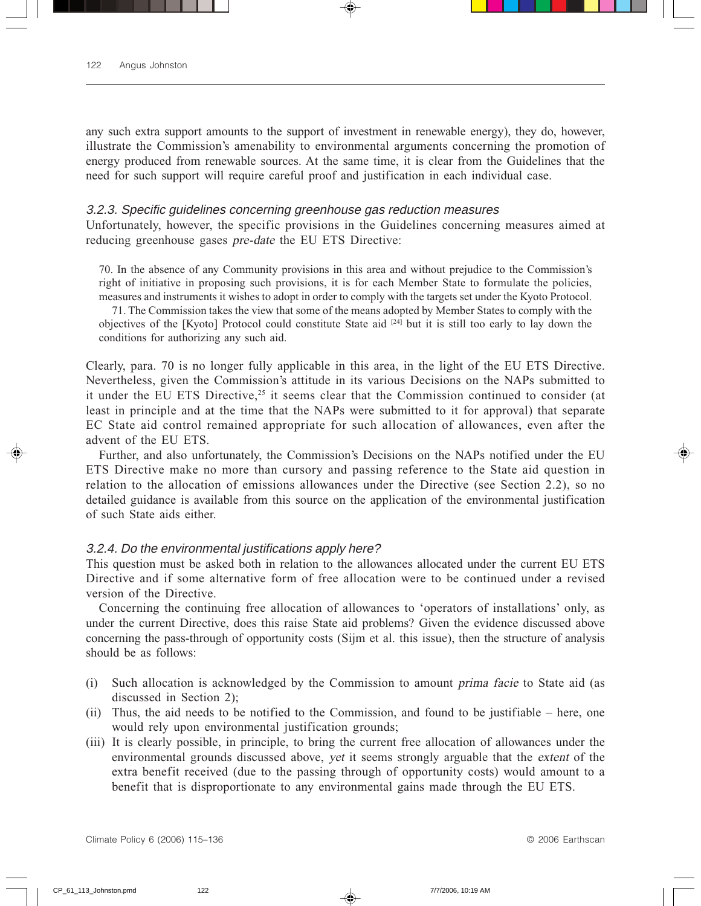any such extra support amounts to the support of investment in renewable energy), they do, however, illustrate the Commission's amenability to environmental arguments concerning the promotion of energy produced from renewable sources. At the same time, it is clear from the Guidelines that the need for such support will require careful proof and justification in each individual case.

### *3.2.3. Specific guidelines concerning greenhouse gas reduction measures*

Unfortunately, however, the specific provisions in the Guidelines concerning measures aimed at reducing greenhouse gases *pre-date* the EU ETS Directive:

> 70. In the absence of any Community provisions in this area and without prejudice to the Commission's right of initiative in proposing such provisions, it is for each Member State to formulate the policies, measures and instruments it wishes to adopt in order to comply with the targets set under the Kyoto Protocol.
>
> 71. The Commission takes the view that some of the means adopted by Member States to comply with the objectives of the [Kyoto] Protocol could constitute State aid [24] but it is still too early to lay down the conditions for authorizing any such aid.

Clearly, para. 70 is no longer fully applicable in this area, in the light of the EU ETS Directive. Nevertheless, given the Commission's attitude in its various Decisions on the NAPs submitted to it under the EU ETS Directive,[25] it seems clear that the Commission continued to consider (at least in principle and at the time that the NAPs were submitted to it for approval) that separate EC State aid control remained appropriate for such allocation of allowances, even after the advent of the EU ETS.

Further, and also unfortunately, the Commission's Decisions on the NAPs notified under the EU ETS Directive make no more than cursory and passing reference to the State aid question in relation to the allocation of emissions allowances under the Directive (see Section 2.2), so no detailed guidance is available from this source on the application of the environmental justification of such State aids either.

### *3.2.4. Do the environmental justifications apply here?*

This question must be asked both in relation to the allowances allocated under the current EU ETS Directive and if some alternative form of free allocation were to be continued under a revised version of the Directive.

Concerning the continuing free allocation of allowances to 'operators of installations' only, as under the current Directive, does this raise State aid problems? Given the evidence discussed above concerning the pass-through of opportunity costs (Sijm et al. this issue), then the structure of analysis should be as follows:

(i) Such allocation is acknowledged by the Commission to amount *prima facie* to State aid (as discussed in Section 2);
(ii) Thus, the aid needs to be notified to the Commission, and found to be justifiable – here, one would rely upon environmental justification grounds;
(iii) It is clearly possible, in principle, to bring the current free allocation of allowances under the environmental grounds discussed above, *yet* it seems strongly arguable that the *extent* of the extra benefit received (due to the passing through of opportunity costs) would amount to a benefit that is disproportionate to any environmental gains made through the EU ETS.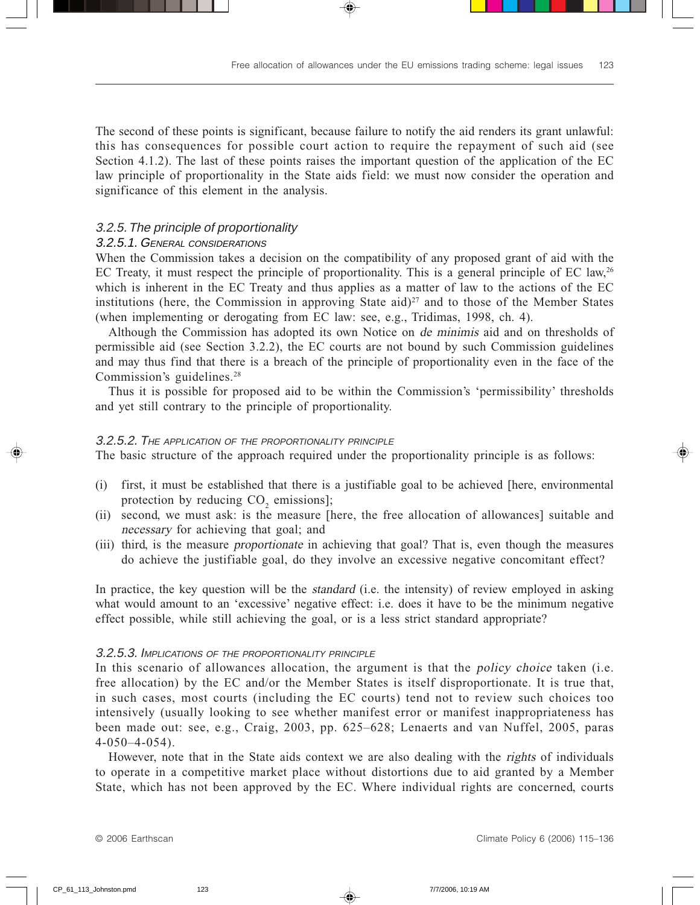The second of these points is significant, because failure to notify the aid renders its grant unlawful: this has consequences for possible court action to require the repayment of such aid (see Section 4.1.2). The last of these points raises the important question of the application of the EC law principle of proportionality in the State aids field: we must now consider the operation and significance of this element in the analysis.

### *3.2.5. The principle of proportionality*

#### *3.2.5.1. General considerations*

When the Commission takes a decision on the compatibility of any proposed grant of aid with the EC Treaty, it must respect the principle of proportionality. This is a general principle of EC law,[26] which is inherent in the EC Treaty and thus applies as a matter of law to the actions of the EC institutions (here, the Commission in approving State aid)[27] and to those of the Member States (when implementing or derogating from EC law: see, e.g., Tridimas, 1998, ch. 4).

Although the Commission has adopted its own Notice on *de minimis* aid and on thresholds of permissible aid (see Section 3.2.2), the EC courts are not bound by such Commission guidelines and may thus find that there is a breach of the principle of proportionality even in the face of the Commission's guidelines.[28]

Thus it is possible for proposed aid to be within the Commission's 'permissibility' thresholds and yet still contrary to the principle of proportionality.

#### *3.2.5.2. The application of the proportionality principle*

The basic structure of the approach required under the proportionality principle is as follows:

(i) first, it must be established that there is a justifiable goal to be achieved [here, environmental protection by reducing $CO_2$ emissions];
(ii) second, we must ask: is the measure [here, the free allocation of allowances] suitable and *necessary* for achieving that goal; and
(iii) third, is the measure *proportionate* in achieving that goal? That is, even though the measures do achieve the justifiable goal, do they involve an excessive negative concomitant effect?

In practice, the key question will be the *standard* (i.e. the intensity) of review employed in asking what would amount to an 'excessive' negative effect: i.e. does it have to be the minimum negative effect possible, while still achieving the goal, or is a less strict standard appropriate?

#### *3.2.5.3. Implications of the proportionality principle*

In this scenario of allowances allocation, the argument is that the *policy choice* taken (i.e. free allocation) by the EC and/or the Member States is itself disproportionate. It is true that, in such cases, most courts (including the EC courts) tend not to review such choices too intensively (usually looking to see whether manifest error or manifest inappropriateness has been made out: see, e.g., Craig, 2003, pp. 625–628; Lenaerts and van Nuffel, 2005, paras 4-050–4-054).

However, note that in the State aids context we are also dealing with the *rights* of individuals to operate in a competitive market place without distortions due to aid granted by a Member State, which has not been approved by the EC. Where individual rights are concerned, courts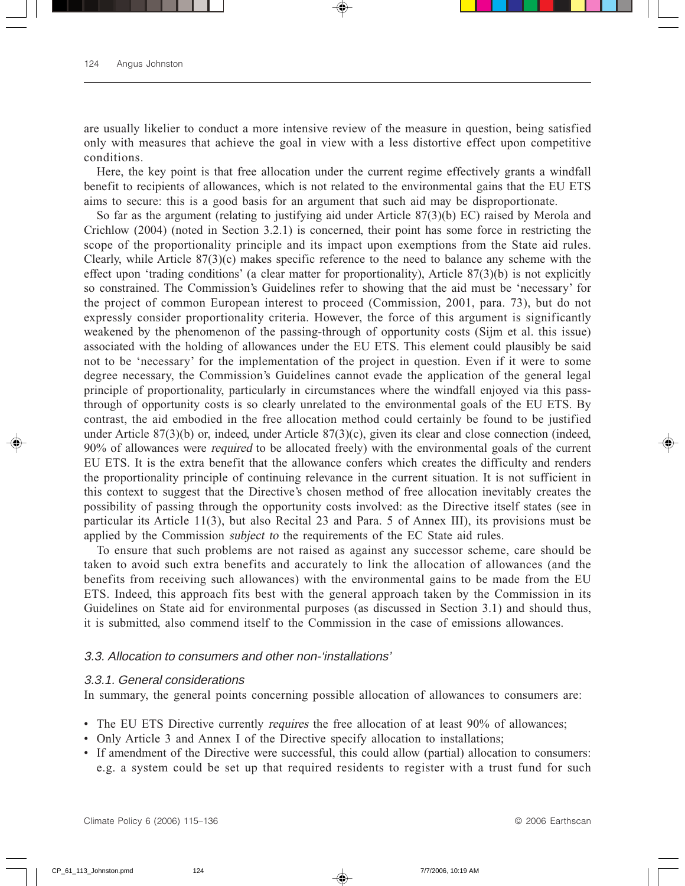are usually likelier to conduct a more intensive review of the measure in question, being satisfied only with measures that achieve the goal in view with a less distortive effect upon competitive conditions.

Here, the key point is that free allocation under the current regime effectively grants a windfall benefit to recipients of allowances, which is not related to the environmental gains that the EU ETS aims to secure: this is a good basis for an argument that such aid may be disproportionate.

So far as the argument (relating to justifying aid under Article 87(3)(b) EC) raised by Merola and Crichlow (2004) (noted in Section 3.2.1) is concerned, their point has some force in restricting the scope of the proportionality principle and its impact upon exemptions from the State aid rules. Clearly, while Article 87(3)(c) makes specific reference to the need to balance any scheme with the effect upon 'trading conditions' (a clear matter for proportionality), Article 87(3)(b) is not explicitly so constrained. The Commission's Guidelines refer to showing that the aid must be 'necessary' for the project of common European interest to proceed (Commission, 2001, para. 73), but do not expressly consider proportionality criteria. However, the force of this argument is significantly weakened by the phenomenon of the passing-through of opportunity costs (Sijm et al. this issue) associated with the holding of allowances under the EU ETS. This element could plausibly be said not to be 'necessary' for the implementation of the project in question. Even if it were to some degree necessary, the Commission's Guidelines cannot evade the application of the general legal principle of proportionality, particularly in circumstances where the windfall enjoyed via this pass-through of opportunity costs is so clearly unrelated to the environmental goals of the EU ETS. By contrast, the aid embodied in the free allocation method could certainly be found to be justified under Article 87(3)(b) or, indeed, under Article 87(3)(c), given its clear and close connection (indeed, 90% of allowances were *required* to be allocated freely) with the environmental goals of the current EU ETS. It is the extra benefit that the allowance confers which creates the difficulty and renders the proportionality principle of continuing relevance in the current situation. It is not sufficient in this context to suggest that the Directive's chosen method of free allocation inevitably creates the possibility of passing through the opportunity costs involved: as the Directive itself states (see in particular its Article 11(3), but also Recital 23 and Para. 5 of Annex III), its provisions must be applied by the Commission *subject to* the requirements of the EC State aid rules.

To ensure that such problems are not raised as against any successor scheme, care should be taken to avoid such extra benefits and accurately to link the allocation of allowances (and the benefits from receiving such allowances) with the environmental gains to be made from the EU ETS. Indeed, this approach fits best with the general approach taken by the Commission in its Guidelines on State aid for environmental purposes (as discussed in Section 3.1) and should thus, it is submitted, also commend itself to the Commission in the case of emissions allowances.

### *3.3. Allocation to consumers and other non-'installations'*

#### *3.3.1. General considerations*

In summary, the general points concerning possible allocation of allowances to consumers are:

- The EU ETS Directive currently *requires* the free allocation of at least 90% of allowances;
- Only Article 3 and Annex I of the Directive specify allocation to installations;
- If amendment of the Directive were successful, this could allow (partial) allocation to consumers: e.g. a system could be set up that required residents to register with a trust fund for such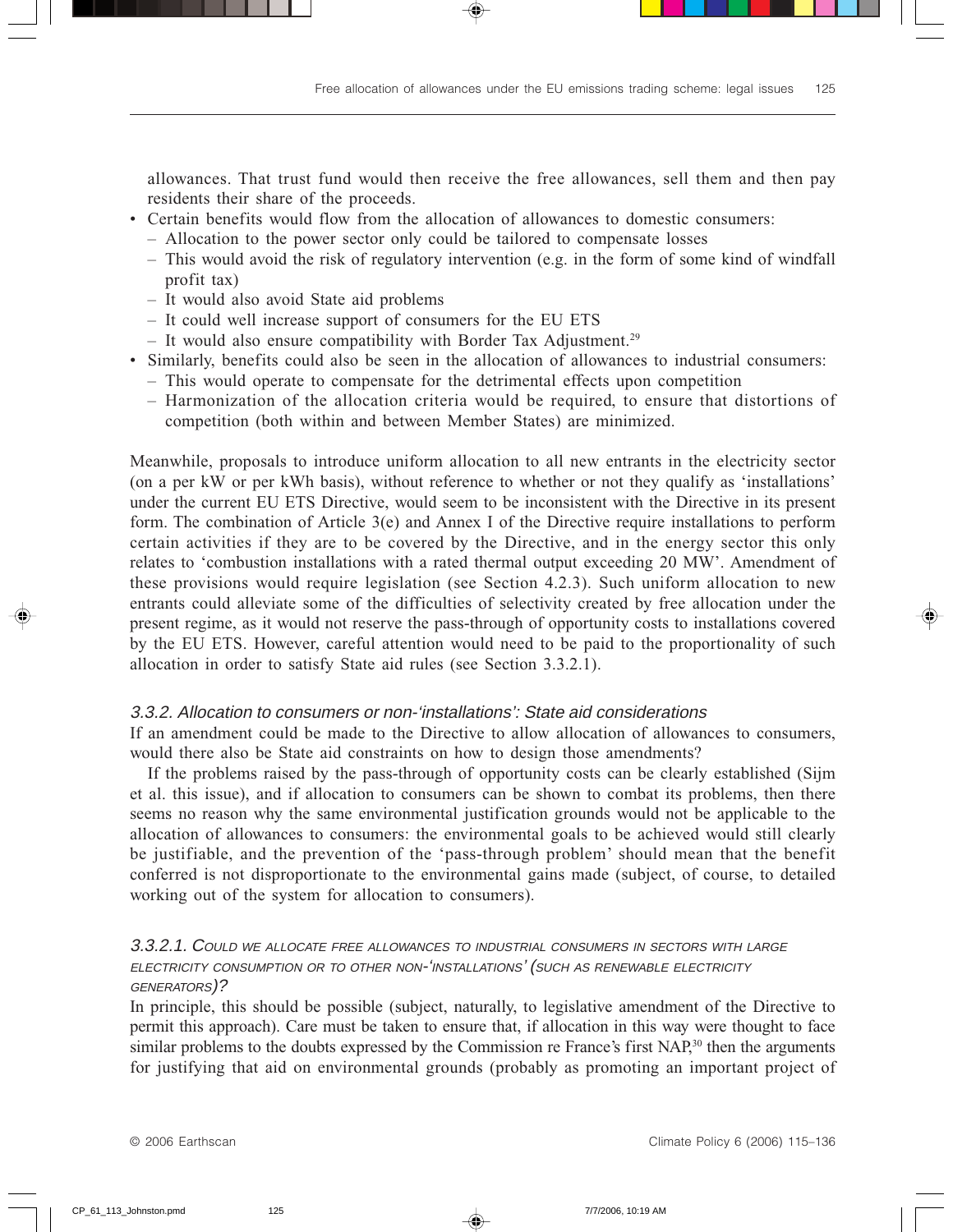allowances. That trust fund would then receive the free allowances, sell them and then pay residents their share of the proceeds.

- Certain benefits would flow from the allocation of allowances to domestic consumers:
  - Allocation to the power sector only could be tailored to compensate losses
  - This would avoid the risk of regulatory intervention (e.g. in the form of some kind of windfall profit tax)
  - It would also avoid State aid problems
  - It could well increase support of consumers for the EU ETS
  - It would also ensure compatibility with Border Tax Adjustment.[29]
- Similarly, benefits could also be seen in the allocation of allowances to industrial consumers:
  - This would operate to compensate for the detrimental effects upon competition
  - Harmonization of the allocation criteria would be required, to ensure that distortions of competition (both within and between Member States) are minimized.

Meanwhile, proposals to introduce uniform allocation to all new entrants in the electricity sector (on a per kW or per kWh basis), without reference to whether or not they qualify as 'installations' under the current EU ETS Directive, would seem to be inconsistent with the Directive in its present form. The combination of Article 3(e) and Annex I of the Directive require installations to perform certain activities if they are to be covered by the Directive, and in the energy sector this only relates to 'combustion installations with a rated thermal output exceeding 20 MW'. Amendment of these provisions would require legislation (see Section 4.2.3). Such uniform allocation to new entrants could alleviate some of the difficulties of selectivity created by free allocation under the present regime, as it would not reserve the pass-through of opportunity costs to installations covered by the EU ETS. However, careful attention would need to be paid to the proportionality of such allocation in order to satisfy State aid rules (see Section 3.3.2.1).

### 3.3.2. Allocation to consumers or non-'installations': State aid considerations

If an amendment could be made to the Directive to allow allocation of allowances to consumers, would there also be State aid constraints on how to design those amendments?

If the problems raised by the pass-through of opportunity costs can be clearly established (Sijm et al. this issue), and if allocation to consumers can be shown to combat its problems, then there seems no reason why the same environmental justification grounds would not be applicable to the allocation of allowances to consumers: the environmental goals to be achieved would still clearly be justifiable, and the prevention of the 'pass-through problem' should mean that the benefit conferred is not disproportionate to the environmental gains made (subject, of course, to detailed working out of the system for allocation to consumers).

#### 3.3.2.1. Could we allocate free allowances to industrial consumers in sectors with large electricity consumption or to other non-'installations' (such as renewable electricity generators)?

In principle, this should be possible (subject, naturally, to legislative amendment of the Directive to permit this approach). Care must be taken to ensure that, if allocation in this way were thought to face similar problems to the doubts expressed by the Commission re France's first NAP,[30] then the arguments for justifying that aid on environmental grounds (probably as promoting an important project of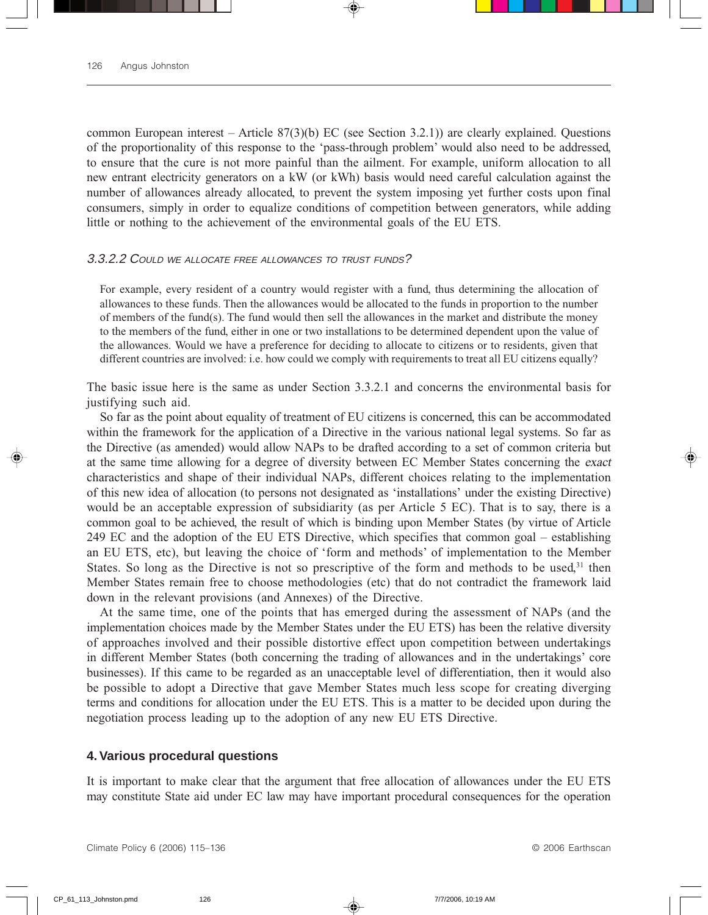common European interest – Article 87(3)(b) EC (see Section 3.2.1)) are clearly explained. Questions of the proportionality of this response to the 'pass-through problem' would also need to be addressed, to ensure that the cure is not more painful than the ailment. For example, uniform allocation to all new entrant electricity generators on a kW (or kWh) basis would need careful calculation against the number of allowances already allocated, to prevent the system imposing yet further costs upon final consumers, simply in order to equalize conditions of competition between generators, while adding little or nothing to the achievement of the environmental goals of the EU ETS.

#### *3.3.2.2 Could we allocate free allowances to trust funds?*

> For example, every resident of a country would register with a fund, thus determining the allocation of allowances to these funds. Then the allowances would be allocated to the funds in proportion to the number of members of the fund(s). The fund would then sell the allowances in the market and distribute the money to the members of the fund, either in one or two installations to be determined dependent upon the value of the allowances. Would we have a preference for deciding to allocate to citizens or to residents, given that different countries are involved: i.e. how could we comply with requirements to treat all EU citizens equally?

The basic issue here is the same as under Section 3.3.2.1 and concerns the environmental basis for justifying such aid.

So far as the point about equality of treatment of EU citizens is concerned, this can be accommodated within the framework for the application of a Directive in the various national legal systems. So far as the Directive (as amended) would allow NAPs to be drafted according to a set of common criteria but at the same time allowing for a degree of diversity between EC Member States concerning the *exact* characteristics and shape of their individual NAPs, different choices relating to the implementation of this new idea of allocation (to persons not designated as 'installations' under the existing Directive) would be an acceptable expression of subsidiarity (as per Article 5 EC). That is to say, there is a common goal to be achieved, the result of which is binding upon Member States (by virtue of Article 249 EC and the adoption of the EU ETS Directive, which specifies that common goal – establishing an EU ETS, etc), but leaving the choice of 'form and methods' of implementation to the Member States. So long as the Directive is not so prescriptive of the form and methods to be used,[31] then Member States remain free to choose methodologies (etc) that do not contradict the framework laid down in the relevant provisions (and Annexes) of the Directive.

At the same time, one of the points that has emerged during the assessment of NAPs (and the implementation choices made by the Member States under the EU ETS) has been the relative diversity of approaches involved and their possible distortive effect upon competition between undertakings in different Member States (both concerning the trading of allowances and in the undertakings' core businesses). If this came to be regarded as an unacceptable level of differentiation, then it would also be possible to adopt a Directive that gave Member States much less scope for creating diverging terms and conditions for allocation under the EU ETS. This is a matter to be decided upon during the negotiation process leading up to the adoption of any new EU ETS Directive.

## 4. Various procedural questions

It is important to make clear that the argument that free allocation of allowances under the EU ETS may constitute State aid under EC law may have important procedural consequences for the operation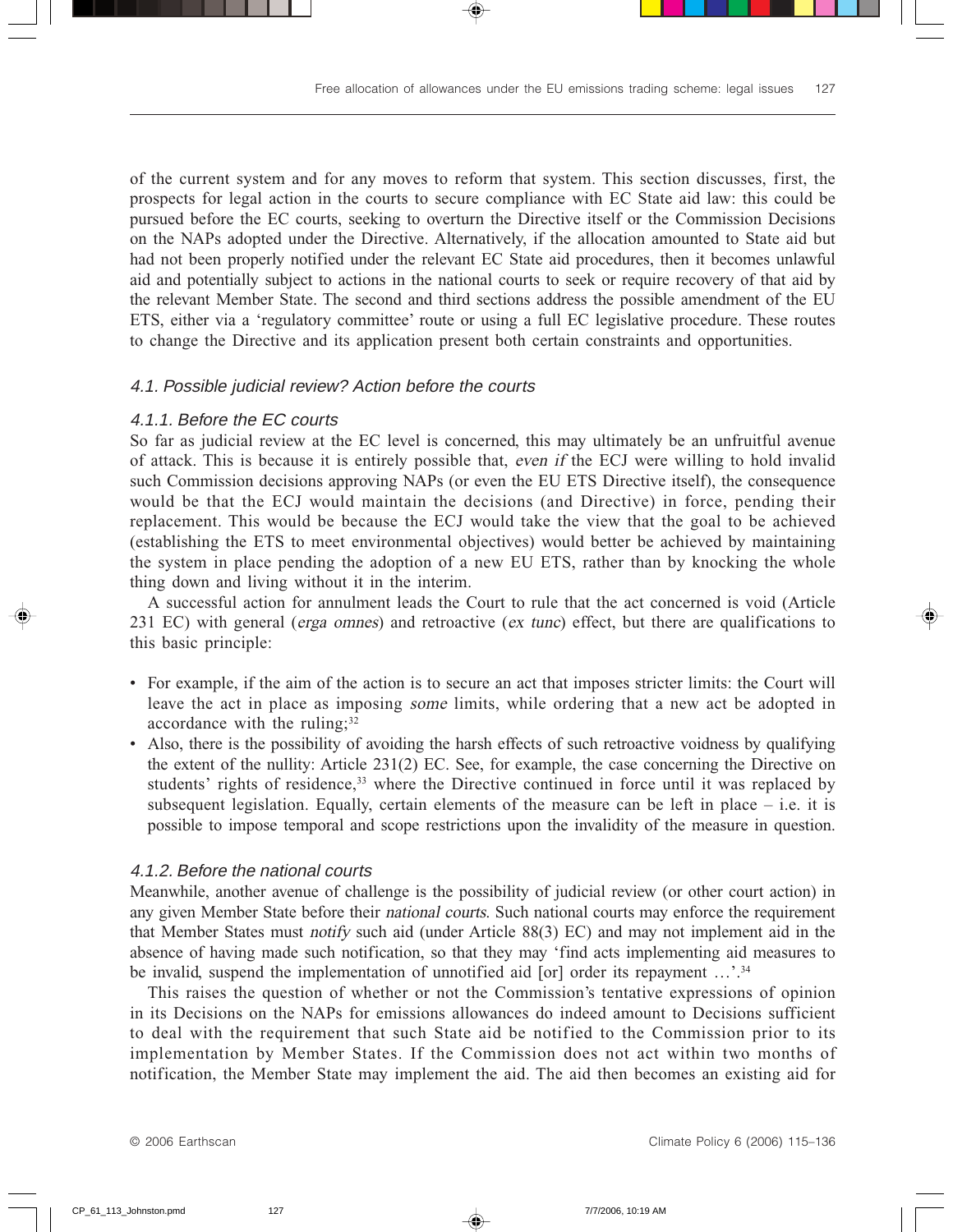of the current system and for any moves to reform that system. This section discusses, first, the prospects for legal action in the courts to secure compliance with EC State aid law: this could be pursued before the EC courts, seeking to overturn the Directive itself or the Commission Decisions on the NAPs adopted under the Directive. Alternatively, if the allocation amounted to State aid but had not been properly notified under the relevant EC State aid procedures, then it becomes unlawful aid and potentially subject to actions in the national courts to seek or require recovery of that aid by the relevant Member State. The second and third sections address the possible amendment of the EU ETS, either via a 'regulatory committee' route or using a full EC legislative procedure. These routes to change the Directive and its application present both certain constraints and opportunities.

### *4.1. Possible judicial review? Action before the courts*

#### *4.1.1. Before the EC courts*

So far as judicial review at the EC level is concerned, this may ultimately be an unfruitful avenue of attack. This is because it is entirely possible that, *even if* the ECJ were willing to hold invalid such Commission decisions approving NAPs (or even the EU ETS Directive itself), the consequence would be that the ECJ would maintain the decisions (and Directive) in force, pending their replacement. This would be because the ECJ would take the view that the goal to be achieved (establishing the ETS to meet environmental objectives) would better be achieved by maintaining the system in place pending the adoption of a new EU ETS, rather than by knocking the whole thing down and living without it in the interim.

A successful action for annulment leads the Court to rule that the act concerned is void (Article 231 EC) with general (*erga omnes*) and retroactive (*ex tunc*) effect, but there are qualifications to this basic principle:

- For example, if the aim of the action is to secure an act that imposes stricter limits: the Court will leave the act in place as imposing *some* limits, while ordering that a new act be adopted in accordance with the ruling;[32]
- Also, there is the possibility of avoiding the harsh effects of such retroactive voidness by qualifying the extent of the nullity: Article 231(2) EC. See, for example, the case concerning the Directive on students' rights of residence,[33] where the Directive continued in force until it was replaced by subsequent legislation. Equally, certain elements of the measure can be left in place – i.e. it is possible to impose temporal and scope restrictions upon the invalidity of the measure in question.

#### *4.1.2. Before the national courts*

Meanwhile, another avenue of challenge is the possibility of judicial review (or other court action) in any given Member State before their *national courts*. Such national courts may enforce the requirement that Member States must *notify* such aid (under Article 88(3) EC) and may not implement aid in the absence of having made such notification, so that they may 'find acts implementing aid measures to be invalid, suspend the implementation of unnotified aid [or] order its repayment …'.[34]

This raises the question of whether or not the Commission's tentative expressions of opinion in its Decisions on the NAPs for emissions allowances do indeed amount to Decisions sufficient to deal with the requirement that such State aid be notified to the Commission prior to its implementation by Member States. If the Commission does not act within two months of notification, the Member State may implement the aid. The aid then becomes an existing aid for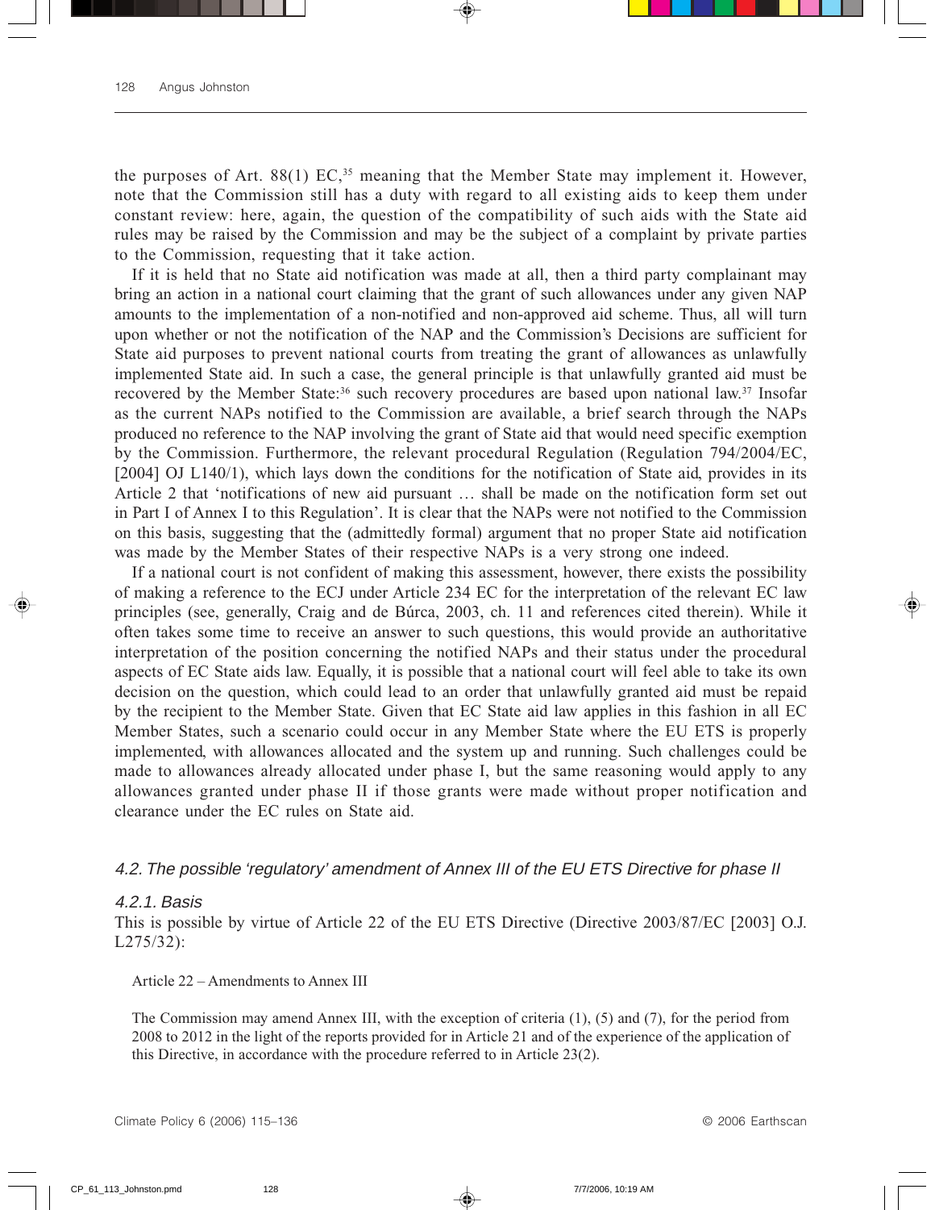the purposes of Art. 88(1) EC,[35] meaning that the Member State may implement it. However, note that the Commission still has a duty with regard to all existing aids to keep them under constant review: here, again, the question of the compatibility of such aids with the State aid rules may be raised by the Commission and may be the subject of a complaint by private parties to the Commission, requesting that it take action.

If it is held that no State aid notification was made at all, then a third party complainant may bring an action in a national court claiming that the grant of such allowances under any given NAP amounts to the implementation of a non-notified and non-approved aid scheme. Thus, all will turn upon whether or not the notification of the NAP and the Commission's Decisions are sufficient for State aid purposes to prevent national courts from treating the grant of allowances as unlawfully implemented State aid. In such a case, the general principle is that unlawfully granted aid must be recovered by the Member State:[36] such recovery procedures are based upon national law.[37] Insofar as the current NAPs notified to the Commission are available, a brief search through the NAPs produced no reference to the NAP involving the grant of State aid that would need specific exemption by the Commission. Furthermore, the relevant procedural Regulation (Regulation 794/2004/EC, [2004] OJ L140/1), which lays down the conditions for the notification of State aid, provides in its Article 2 that 'notifications of new aid pursuant … shall be made on the notification form set out in Part I of Annex I to this Regulation'. It is clear that the NAPs were not notified to the Commission on this basis, suggesting that the (admittedly formal) argument that no proper State aid notification was made by the Member States of their respective NAPs is a very strong one indeed.

If a national court is not confident of making this assessment, however, there exists the possibility of making a reference to the ECJ under Article 234 EC for the interpretation of the relevant EC law principles (see, generally, Craig and de Búrca, 2003, ch. 11 and references cited therein). While it often takes some time to receive an answer to such questions, this would provide an authoritative interpretation of the position concerning the notified NAPs and their status under the procedural aspects of EC State aids law. Equally, it is possible that a national court will feel able to take its own decision on the question, which could lead to an order that unlawfully granted aid must be repaid by the recipient to the Member State. Given that EC State aid law applies in this fashion in all EC Member States, such a scenario could occur in any Member State where the EU ETS is properly implemented, with allowances allocated and the system up and running. Such challenges could be made to allowances already allocated under phase I, but the same reasoning would apply to any allowances granted under phase II if those grants were made without proper notification and clearance under the EC rules on State aid.

### *4.2. The possible 'regulatory' amendment of Annex III of the EU ETS Directive for phase II*

#### *4.2.1. Basis*

This is possible by virtue of Article 22 of the EU ETS Directive (Directive 2003/87/EC [2003] O.J. L275/32):

> Article 22 – Amendments to Annex III
>
> The Commission may amend Annex III, with the exception of criteria (1), (5) and (7), for the period from 2008 to 2012 in the light of the reports provided for in Article 21 and of the experience of the application of this Directive, in accordance with the procedure referred to in Article 23(2).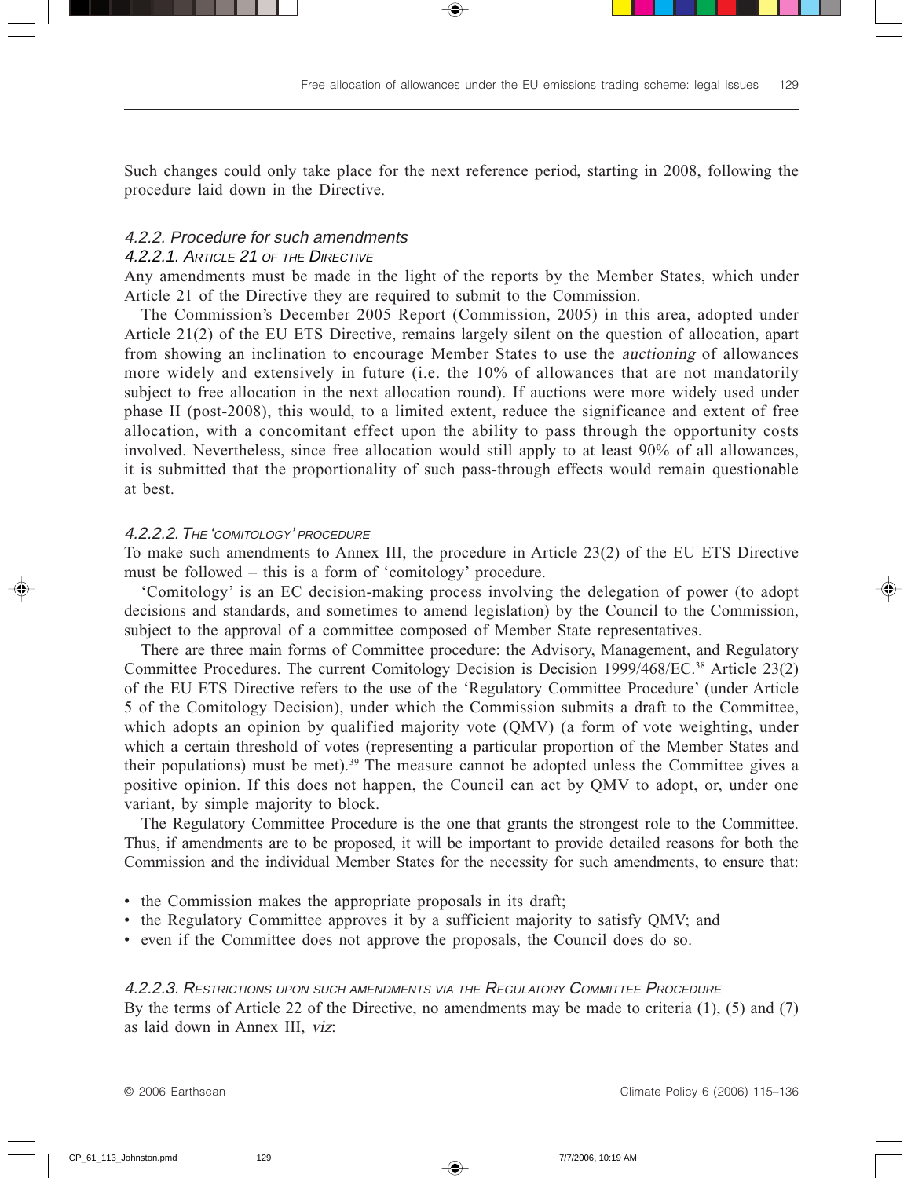Such changes could only take place for the next reference period, starting in 2008, following the procedure laid down in the Directive.

### 4.2.2. Procedure for such amendments

#### 4.2.2.1. Article 21 of the Directive

Any amendments must be made in the light of the reports by the Member States, which under Article 21 of the Directive they are required to submit to the Commission.

The Commission's December 2005 Report (Commission, 2005) in this area, adopted under Article 21(2) of the EU ETS Directive, remains largely silent on the question of allocation, apart from showing an inclination to encourage Member States to use the *auctioning* of allowances more widely and extensively in future (i.e. the 10% of allowances that are not mandatorily subject to free allocation in the next allocation round). If auctions were more widely used under phase II (post-2008), this would, to a limited extent, reduce the significance and extent of free allocation, with a concomitant effect upon the ability to pass through the opportunity costs involved. Nevertheless, since free allocation would still apply to at least 90% of all allowances, it is submitted that the proportionality of such pass-through effects would remain questionable at best.

#### 4.2.2.2. The 'comitology' procedure

To make such amendments to Annex III, the procedure in Article 23(2) of the EU ETS Directive must be followed – this is a form of 'comitology' procedure.

'Comitology' is an EC decision-making process involving the delegation of power (to adopt decisions and standards, and sometimes to amend legislation) by the Council to the Commission, subject to the approval of a committee composed of Member State representatives.

There are three main forms of Committee procedure: the Advisory, Management, and Regulatory Committee Procedures. The current Comitology Decision is Decision 1999/468/EC.[38] Article 23(2) of the EU ETS Directive refers to the use of the 'Regulatory Committee Procedure' (under Article 5 of the Comitology Decision), under which the Commission submits a draft to the Committee, which adopts an opinion by qualified majority vote (QMV) (a form of vote weighting, under which a certain threshold of votes (representing a particular proportion of the Member States and their populations) must be met).[39] The measure cannot be adopted unless the Committee gives a positive opinion. If this does not happen, the Council can act by QMV to adopt, or, under one variant, by simple majority to block.

The Regulatory Committee Procedure is the one that grants the strongest role to the Committee. Thus, if amendments are to be proposed, it will be important to provide detailed reasons for both the Commission and the individual Member States for the necessity for such amendments, to ensure that:

- the Commission makes the appropriate proposals in its draft;
- the Regulatory Committee approves it by a sufficient majority to satisfy QMV; and
- even if the Committee does not approve the proposals, the Council does do so.

#### 4.2.2.3. Restrictions upon such amendments via the Regulatory Committee Procedure

By the terms of Article 22 of the Directive, no amendments may be made to criteria (1), (5) and (7) as laid down in Annex III, *viz*: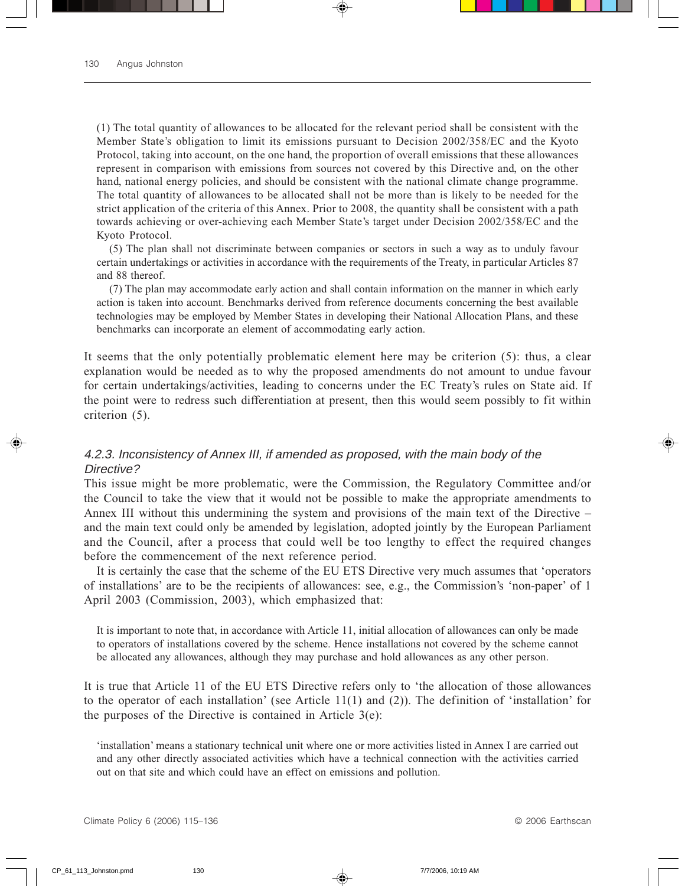> (1) The total quantity of allowances to be allocated for the relevant period shall be consistent with the Member State's obligation to limit its emissions pursuant to Decision 2002/358/EC and the Kyoto Protocol, taking into account, on the one hand, the proportion of overall emissions that these allowances represent in comparison with emissions from sources not covered by this Directive and, on the other hand, national energy policies, and should be consistent with the national climate change programme. The total quantity of allowances to be allocated shall not be more than is likely to be needed for the strict application of the criteria of this Annex. Prior to 2008, the quantity shall be consistent with a path towards achieving or over-achieving each Member State's target under Decision 2002/358/EC and the Kyoto Protocol.
>
> (5) The plan shall not discriminate between companies or sectors in such a way as to unduly favour certain undertakings or activities in accordance with the requirements of the Treaty, in particular Articles 87 and 88 thereof.
>
> (7) The plan may accommodate early action and shall contain information on the manner in which early action is taken into account. Benchmarks derived from reference documents concerning the best available technologies may be employed by Member States in developing their National Allocation Plans, and these benchmarks can incorporate an element of accommodating early action.

It seems that the only potentially problematic element here may be criterion (5): thus, a clear explanation would be needed as to why the proposed amendments do not amount to undue favour for certain undertakings/activities, leading to concerns under the EC Treaty's rules on State aid. If the point were to redress such differentiation at present, then this would seem possibly to fit within criterion (5).

### *4.2.3. Inconsistency of Annex III, if amended as proposed, with the main body of the Directive?*

This issue might be more problematic, were the Commission, the Regulatory Committee and/or the Council to take the view that it would not be possible to make the appropriate amendments to Annex III without this undermining the system and provisions of the main text of the Directive – and the main text could only be amended by legislation, adopted jointly by the European Parliament and the Council, after a process that could well be too lengthy to effect the required changes before the commencement of the next reference period.

It is certainly the case that the scheme of the EU ETS Directive very much assumes that 'operators of installations' are to be the recipients of allowances: see, e.g., the Commission's 'non-paper' of 1 April 2003 (Commission, 2003), which emphasized that:

> It is important to note that, in accordance with Article 11, initial allocation of allowances can only be made to operators of installations covered by the scheme. Hence installations not covered by the scheme cannot be allocated any allowances, although they may purchase and hold allowances as any other person.

It is true that Article 11 of the EU ETS Directive refers only to 'the allocation of those allowances to the operator of each installation' (see Article 11(1) and (2)). The definition of 'installation' for the purposes of the Directive is contained in Article 3(e):

> 'installation' means a stationary technical unit where one or more activities listed in Annex I are carried out and any other directly associated activities which have a technical connection with the activities carried out on that site and which could have an effect on emissions and pollution.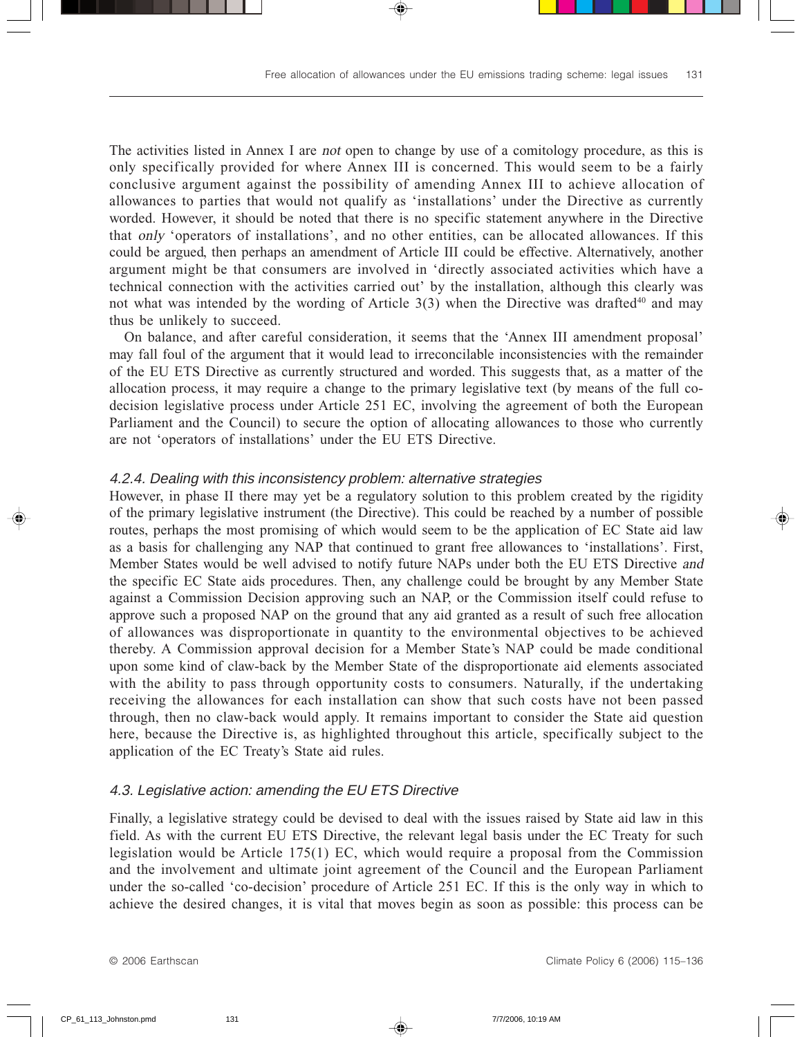The activities listed in Annex I are *not* open to change by use of a comitology procedure, as this is only specifically provided for where Annex III is concerned. This would seem to be a fairly conclusive argument against the possibility of amending Annex III to achieve allocation of allowances to parties that would not qualify as 'installations' under the Directive as currently worded. However, it should be noted that there is no specific statement anywhere in the Directive that *only* 'operators of installations', and no other entities, can be allocated allowances. If this could be argued, then perhaps an amendment of Article III could be effective. Alternatively, another argument might be that consumers are involved in 'directly associated activities which have a technical connection with the activities carried out' by the installation, although this clearly was not what was intended by the wording of Article 3(3) when the Directive was drafted[40] and may thus be unlikely to succeed.

On balance, and after careful consideration, it seems that the 'Annex III amendment proposal' may fall foul of the argument that it would lead to irreconcilable inconsistencies with the remainder of the EU ETS Directive as currently structured and worded. This suggests that, as a matter of the allocation process, it may require a change to the primary legislative text (by means of the full co-decision legislative process under Article 251 EC, involving the agreement of both the European Parliament and the Council) to secure the option of allocating allowances to those who currently are not 'operators of installations' under the EU ETS Directive.

### 4.2.4. Dealing with this inconsistency problem: alternative strategies

However, in phase II there may yet be a regulatory solution to this problem created by the rigidity of the primary legislative instrument (the Directive). This could be reached by a number of possible routes, perhaps the most promising of which would seem to be the application of EC State aid law as a basis for challenging any NAP that continued to grant free allowances to 'installations'. First, Member States would be well advised to notify future NAPs under both the EU ETS Directive *and* the specific EC State aids procedures. Then, any challenge could be brought by any Member State against a Commission Decision approving such an NAP, or the Commission itself could refuse to approve such a proposed NAP on the ground that any aid granted as a result of such free allocation of allowances was disproportionate in quantity to the environmental objectives to be achieved thereby. A Commission approval decision for a Member State's NAP could be made conditional upon some kind of claw-back by the Member State of the disproportionate aid elements associated with the ability to pass through opportunity costs to consumers. Naturally, if the undertaking receiving the allowances for each installation can show that such costs have not been passed through, then no claw-back would apply. It remains important to consider the State aid question here, because the Directive is, as highlighted throughout this article, specifically subject to the application of the EC Treaty's State aid rules.

### 4.3. Legislative action: amending the EU ETS Directive

Finally, a legislative strategy could be devised to deal with the issues raised by State aid law in this field. As with the current EU ETS Directive, the relevant legal basis under the EC Treaty for such legislation would be Article 175(1) EC, which would require a proposal from the Commission and the involvement and ultimate joint agreement of the Council and the European Parliament under the so-called 'co-decision' procedure of Article 251 EC. If this is the only way in which to achieve the desired changes, it is vital that moves begin as soon as possible: this process can be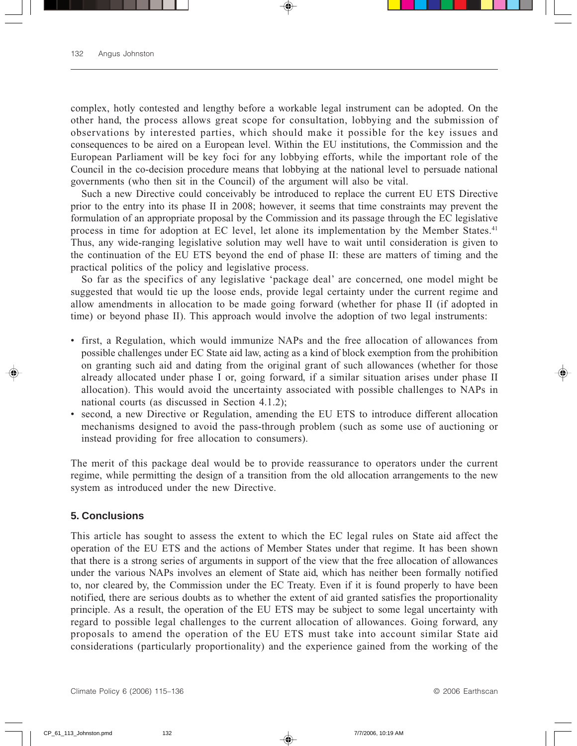complex, hotly contested and lengthy before a workable legal instrument can be adopted. On the other hand, the process allows great scope for consultation, lobbying and the submission of observations by interested parties, which should make it possible for the key issues and consequences to be aired on a European level. Within the EU institutions, the Commission and the European Parliament will be key foci for any lobbying efforts, while the important role of the Council in the co-decision procedure means that lobbying at the national level to persuade national governments (who then sit in the Council) of the argument will also be vital.

Such a new Directive could conceivably be introduced to replace the current EU ETS Directive prior to the entry into its phase II in 2008; however, it seems that time constraints may prevent the formulation of an appropriate proposal by the Commission and its passage through the EC legislative process in time for adoption at EC level, let alone its implementation by the Member States.[41] Thus, any wide-ranging legislative solution may well have to wait until consideration is given to the continuation of the EU ETS beyond the end of phase II: these are matters of timing and the practical politics of the policy and legislative process.

So far as the specifics of any legislative 'package deal' are concerned, one model might be suggested that would tie up the loose ends, provide legal certainty under the current regime and allow amendments in allocation to be made going forward (whether for phase II (if adopted in time) or beyond phase II). This approach would involve the adoption of two legal instruments:

- first, a Regulation, which would immunize NAPs and the free allocation of allowances from possible challenges under EC State aid law, acting as a kind of block exemption from the prohibition on granting such aid and dating from the original grant of such allowances (whether for those already allocated under phase I or, going forward, if a similar situation arises under phase II allocation). This would avoid the uncertainty associated with possible challenges to NAPs in national courts (as discussed in Section 4.1.2);
- second, a new Directive or Regulation, amending the EU ETS to introduce different allocation mechanisms designed to avoid the pass-through problem (such as some use of auctioning or instead providing for free allocation to consumers).

The merit of this package deal would be to provide reassurance to operators under the current regime, while permitting the design of a transition from the old allocation arrangements to the new system as introduced under the new Directive.

## 5. Conclusions

This article has sought to assess the extent to which the EC legal rules on State aid affect the operation of the EU ETS and the actions of Member States under that regime. It has been shown that there is a strong series of arguments in support of the view that the free allocation of allowances under the various NAPs involves an element of State aid, which has neither been formally notified to, nor cleared by, the Commission under the EC Treaty. Even if it is found properly to have been notified, there are serious doubts as to whether the extent of aid granted satisfies the proportionality principle. As a result, the operation of the EU ETS may be subject to some legal uncertainty with regard to possible legal challenges to the current allocation of allowances. Going forward, any proposals to amend the operation of the EU ETS must take into account similar State aid considerations (particularly proportionality) and the experience gained from the working of the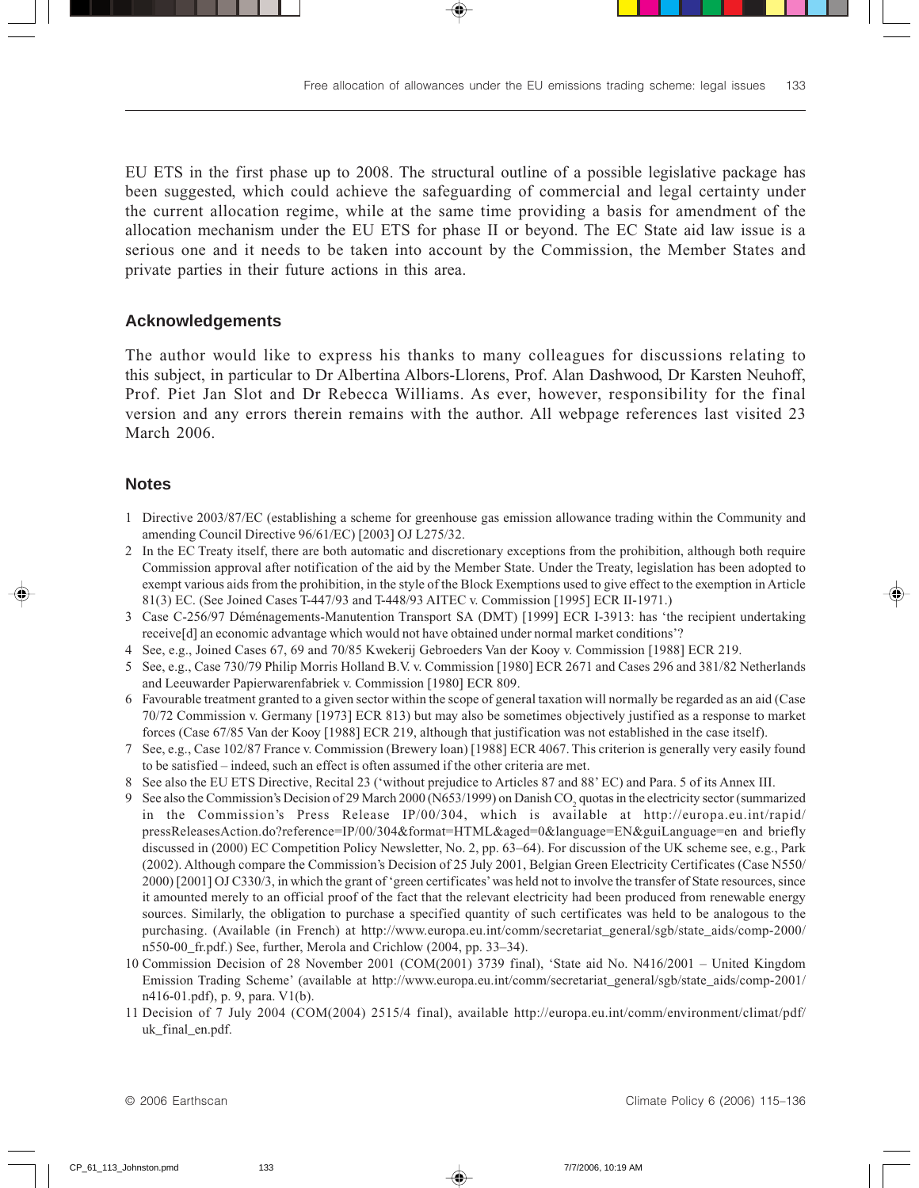EU ETS in the first phase up to 2008. The structural outline of a possible legislative package has been suggested, which could achieve the safeguarding of commercial and legal certainty under the current allocation regime, while at the same time providing a basis for amendment of the allocation mechanism under the EU ETS for phase II or beyond. The EC State aid law issue is a serious one and it needs to be taken into account by the Commission, the Member States and private parties in their future actions in this area.

## Acknowledgements

The author would like to express his thanks to many colleagues for discussions relating to this subject, in particular to Dr Albertina Albors-Llorens, Prof. Alan Dashwood, Dr Karsten Neuhoff, Prof. Piet Jan Slot and Dr Rebecca Williams. As ever, however, responsibility for the final version and any errors therein remains with the author. All webpage references last visited 23 March 2006.

## Notes

1 Directive 2003/87/EC (establishing a scheme for greenhouse gas emission allowance trading within the Community and amending Council Directive 96/61/EC) [2003] OJ L275/32.

2 In the EC Treaty itself, there are both automatic and discretionary exceptions from the prohibition, although both require Commission approval after notification of the aid by the Member State. Under the Treaty, legislation has been adopted to exempt various aids from the prohibition, in the style of the Block Exemptions used to give effect to the exemption in Article 81(3) EC. (See Joined Cases T-447/93 and T-448/93 AITEC v. Commission [1995] ECR II-1971.)

3 Case C-256/97 Déménagements-Manutention Transport SA (DMT) [1999] ECR I-3913: has 'the recipient undertaking receive[d] an economic advantage which would not have obtained under normal market conditions'?

4 See, e.g., Joined Cases 67, 69 and 70/85 Kwekerij Gebroeders Van der Kooy v. Commission [1988] ECR 219.

5 See, e.g., Case 730/79 Philip Morris Holland B.V. v. Commission [1980] ECR 2671 and Cases 296 and 381/82 Netherlands and Leeuwarder Papierwarenfabriek v. Commission [1980] ECR 809.

6 Favourable treatment granted to a given sector within the scope of general taxation will normally be regarded as an aid (Case 70/72 Commission v. Germany [1973] ECR 813) but may also be sometimes objectively justified as a response to market forces (Case 67/85 Van der Kooy [1988] ECR 219, although that justification was not established in the case itself).

7 See, e.g., Case 102/87 France v. Commission (Brewery loan) [1988] ECR 4067. This criterion is generally very easily found to be satisfied – indeed, such an effect is often assumed if the other criteria are met.

8 See also the EU ETS Directive, Recital 23 ('without prejudice to Articles 87 and 88' EC) and Para. 5 of its Annex III.

9 See also the Commission's Decision of 29 March 2000 (N653/1999) on Danish $CO_2$ quotas in the electricity sector (summarized in the Commission's Press Release IP/00/304, which is available at http://europa.eu.int/rapid/pressReleasesAction.do?reference=IP/00/304&format=HTML&aged=0&language=EN&guiLanguage=en and briefly discussed in (2000) EC Competition Policy Newsletter, No. 2, pp. 63–64). For discussion of the UK scheme see, e.g., Park (2002). Although compare the Commission's Decision of 25 July 2001, Belgian Green Electricity Certificates (Case N550/2000) [2001] OJ C330/3, in which the grant of 'green certificates' was held not to involve the transfer of State resources, since it amounted merely to an official proof of the fact that the relevant electricity had been produced from renewable energy sources. Similarly, the obligation to purchase a specified quantity of such certificates was held to be analogous to the purchasing. (Available (in French) at http://www.europa.eu.int/comm/secretariat_general/sgb/state_aids/comp-2000/n550-00_fr.pdf.) See, further, Merola and Crichlow (2004, pp. 33–34).

10 Commission Decision of 28 November 2001 (COM(2001) 3739 final), 'State aid No. N416/2001 – United Kingdom Emission Trading Scheme' (available at http://www.europa.eu.int/comm/secretariat_general/sgb/state_aids/comp-2001/n416-01.pdf), p. 9, para. V1(b).

11 Decision of 7 July 2004 (COM(2004) 2515/4 final), available http://europa.eu.int/comm/environment/climat/pdf/uk_final_en.pdf.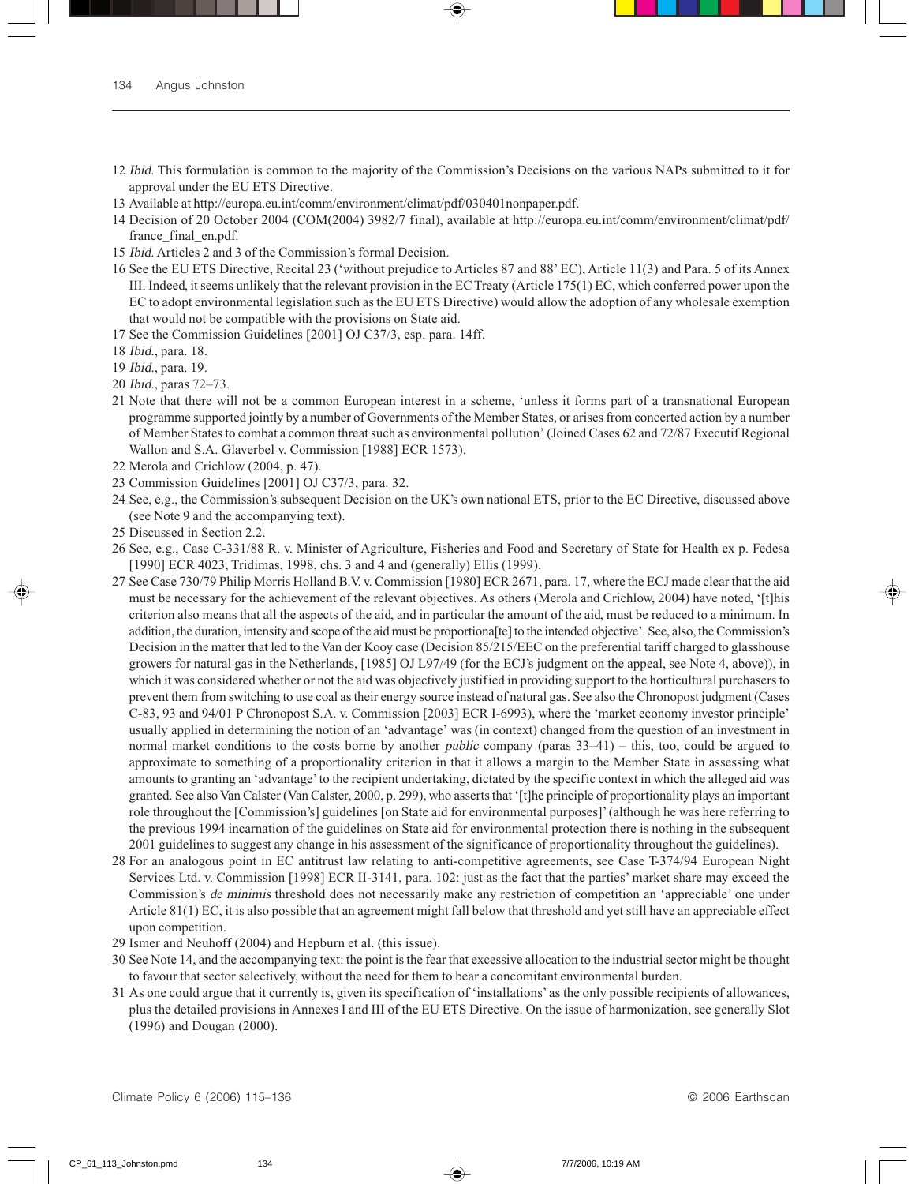12 *Ibid*. This formulation is common to the majority of the Commission's Decisions on the various NAPs submitted to it for approval under the EU ETS Directive.

13 Available at http://europa.eu.int/comm/environment/climat/pdf/030401nonpaper.pdf.

14 Decision of 20 October 2004 (COM(2004) 3982/7 final), available at http://europa.eu.int/comm/environment/climat/pdf/france_final_en.pdf.

15 *Ibid*. Articles 2 and 3 of the Commission's formal Decision.

16 See the EU ETS Directive, Recital 23 ('without prejudice to Articles 87 and 88' EC), Article 11(3) and Para. 5 of its Annex III. Indeed, it seems unlikely that the relevant provision in the EC Treaty (Article 175(1) EC, which conferred power upon the EC to adopt environmental legislation such as the EU ETS Directive) would allow the adoption of any wholesale exemption that would not be compatible with the provisions on State aid.

17 See the Commission Guidelines [2001] OJ C37/3, esp. para. 14ff.

18 *Ibid*., para. 18.

19 *Ibid*., para. 19.

20 *Ibid*., paras 72–73.

21 Note that there will not be a common European interest in a scheme, 'unless it forms part of a transnational European programme supported jointly by a number of Governments of the Member States, or arises from concerted action by a number of Member States to combat a common threat such as environmental pollution' (Joined Cases 62 and 72/87 Executif Regional Wallon and S.A. Glaverbel v. Commission [1988] ECR 1573).

22 Merola and Crichlow (2004, p. 47).

23 Commission Guidelines [2001] OJ C37/3, para. 32.

24 See, e.g., the Commission's subsequent Decision on the UK's own national ETS, prior to the EC Directive, discussed above (see Note 9 and the accompanying text).

25 Discussed in Section 2.2.

26 See, e.g., Case C-331/88 R. v. Minister of Agriculture, Fisheries and Food and Secretary of State for Health ex p. Fedesa [1990] ECR 4023, Tridimas, 1998, chs. 3 and 4 and (generally) Ellis (1999).

27 See Case 730/79 Philip Morris Holland B.V. v. Commission [1980] ECR 2671, para. 17, where the ECJ made clear that the aid must be necessary for the achievement of the relevant objectives. As others (Merola and Crichlow, 2004) have noted, '[t]his criterion also means that all the aspects of the aid, and in particular the amount of the aid, must be reduced to a minimum. In addition, the duration, intensity and scope of the aid must be proportiona[te] to the intended objective'. See, also, the Commission's Decision in the matter that led to the Van der Kooy case (Decision 85/215/EEC on the preferential tariff charged to glasshouse growers for natural gas in the Netherlands, [1985] OJ L97/49 (for the ECJ's judgment on the appeal, see Note 4, above)), in which it was considered whether or not the aid was objectively justified in providing support to the horticultural purchasers to prevent them from switching to use coal as their energy source instead of natural gas. See also the Chronopost judgment (Cases C-83, 93 and 94/01 P Chronopost S.A. v. Commission [2003] ECR I-6993), where the 'market economy investor principle' usually applied in determining the notion of an 'advantage' was (in context) changed from the question of an investment in normal market conditions to the costs borne by another *public* company (paras 33–41) – this, too, could be argued to approximate to something of a proportionality criterion in that it allows a margin to the Member State in assessing what amounts to granting an 'advantage' to the recipient undertaking, dictated by the specific context in which the alleged aid was granted. See also Van Calster (Van Calster, 2000, p. 299), who asserts that '[t]he principle of proportionality plays an important role throughout the [Commission's] guidelines [on State aid for environmental purposes]' (although he was here referring to the previous 1994 incarnation of the guidelines on State aid for environmental protection there is nothing in the subsequent 2001 guidelines to suggest any change in his assessment of the significance of proportionality throughout the guidelines).

28 For an analogous point in EC antitrust law relating to anti-competitive agreements, see Case T-374/94 European Night Services Ltd. v. Commission [1998] ECR II-3141, para. 102: just as the fact that the parties' market share may exceed the Commission's *de minimis* threshold does not necessarily make any restriction of competition an 'appreciable' one under Article 81(1) EC, it is also possible that an agreement might fall below that threshold and yet still have an appreciable effect upon competition.

29 Ismer and Neuhoff (2004) and Hepburn et al. (this issue).

30 See Note 14, and the accompanying text: the point is the fear that excessive allocation to the industrial sector might be thought to favour that sector selectively, without the need for them to bear a concomitant environmental burden.

31 As one could argue that it currently is, given its specification of 'installations' as the only possible recipients of allowances, plus the detailed provisions in Annexes I and III of the EU ETS Directive. On the issue of harmonization, see generally Slot (1996) and Dougan (2000).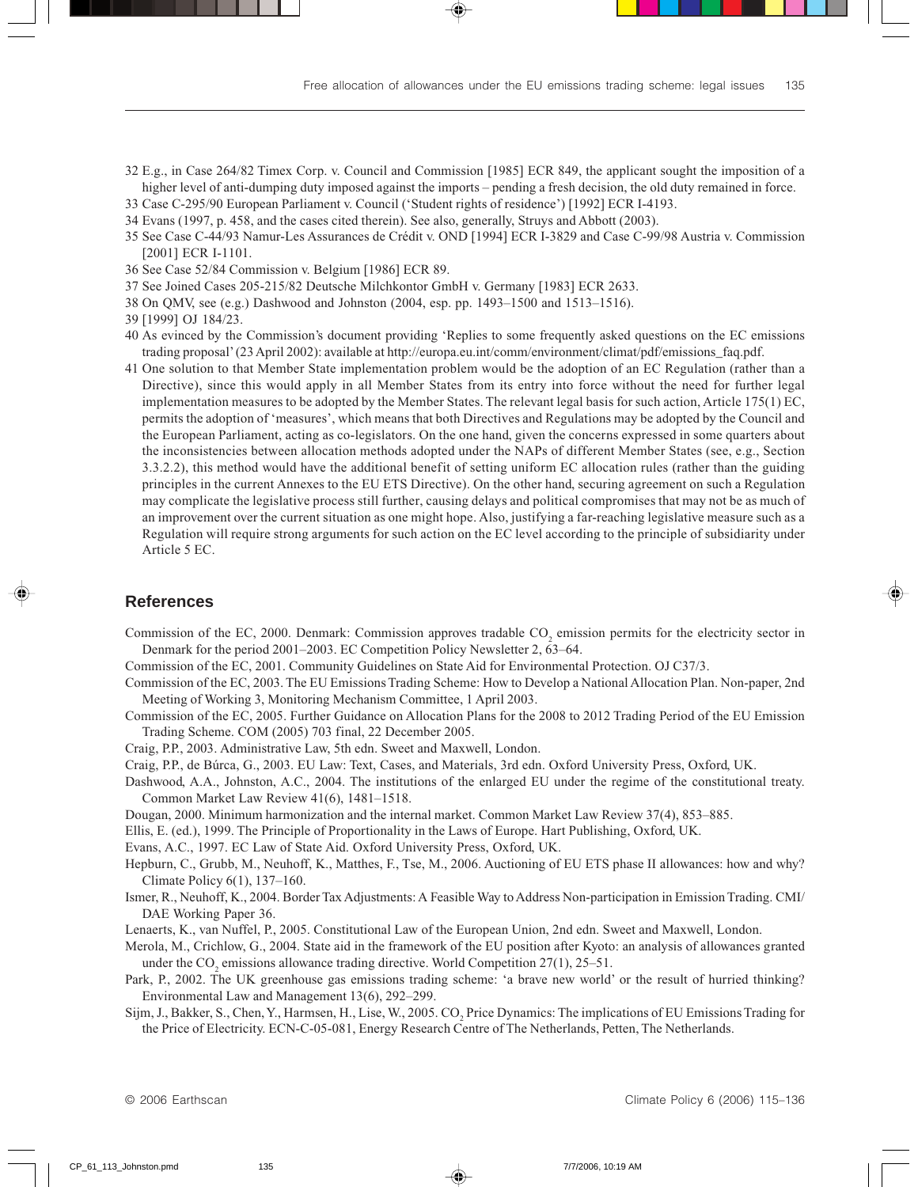32 E.g., in Case 264/82 Timex Corp. v. Council and Commission [1985] ECR 849, the applicant sought the imposition of a higher level of anti-dumping duty imposed against the imports – pending a fresh decision, the old duty remained in force.

33 Case C-295/90 European Parliament v. Council ('Student rights of residence') [1992] ECR I-4193.

34 Evans (1997, p. 458, and the cases cited therein). See also, generally, Struys and Abbott (2003).

35 See Case C-44/93 Namur-Les Assurances de Crédit v. OND [1994] ECR I-3829 and Case C-99/98 Austria v. Commission [2001] ECR I-1101.

36 See Case 52/84 Commission v. Belgium [1986] ECR 89.

37 See Joined Cases 205-215/82 Deutsche Milchkontor GmbH v. Germany [1983] ECR 2633.

38 On QMV, see (e.g.) Dashwood and Johnston (2004, esp. pp. 1493–1500 and 1513–1516).

39 [1999] OJ 184/23.

40 As evinced by the Commission's document providing 'Replies to some frequently asked questions on the EC emissions trading proposal' (23 April 2002): available at http://europa.eu.int/comm/environment/climat/pdf/emissions_faq.pdf.

41 One solution to that Member State implementation problem would be the adoption of an EC Regulation (rather than a Directive), since this would apply in all Member States from its entry into force without the need for further legal implementation measures to be adopted by the Member States. The relevant legal basis for such action, Article 175(1) EC, permits the adoption of 'measures', which means that both Directives and Regulations may be adopted by the Council and the European Parliament, acting as co-legislators. On the one hand, given the concerns expressed in some quarters about the inconsistencies between allocation methods adopted under the NAPs of different Member States (see, e.g., Section 3.3.2.2), this method would have the additional benefit of setting uniform EC allocation rules (rather than the guiding principles in the current Annexes to the EU ETS Directive). On the other hand, securing agreement on such a Regulation may complicate the legislative process still further, causing delays and political compromises that may not be as much of an improvement over the current situation as one might hope. Also, justifying a far-reaching legislative measure such as a Regulation will require strong arguments for such action on the EC level according to the principle of subsidiarity under Article 5 EC.

## References

Commission of the EC, 2000. Denmark: Commission approves tradable $CO_2$ emission permits for the electricity sector in Denmark for the period 2001–2003. EC Competition Policy Newsletter 2, 63–64.

Commission of the EC, 2001. Community Guidelines on State Aid for Environmental Protection. OJ C37/3.

Commission of the EC, 2003. The EU Emissions Trading Scheme: How to Develop a National Allocation Plan. Non-paper, 2nd Meeting of Working 3, Monitoring Mechanism Committee, 1 April 2003.

Commission of the EC, 2005. Further Guidance on Allocation Plans for the 2008 to 2012 Trading Period of the EU Emission Trading Scheme. COM (2005) 703 final, 22 December 2005.

Craig, P.P., 2003. Administrative Law, 5th edn. Sweet and Maxwell, London.

Craig, P.P., de Búrca, G., 2003. EU Law: Text, Cases, and Materials, 3rd edn. Oxford University Press, Oxford, UK.

Dashwood, A.A., Johnston, A.C., 2004. The institutions of the enlarged EU under the regime of the constitutional treaty. Common Market Law Review 41(6), 1481–1518.

Dougan, 2000. Minimum harmonization and the internal market. Common Market Law Review 37(4), 853–885.

Ellis, E. (ed.), 1999. The Principle of Proportionality in the Laws of Europe. Hart Publishing, Oxford, UK.

Evans, A.C., 1997. EC Law of State Aid. Oxford University Press, Oxford, UK.

Hepburn, C., Grubb, M., Neuhoff, K., Matthes, F., Tse, M., 2006. Auctioning of EU ETS phase II allowances: how and why? Climate Policy 6(1), 137–160.

Ismer, R., Neuhoff, K., 2004. Border Tax Adjustments: A Feasible Way to Address Non-participation in Emission Trading. CMI/DAE Working Paper 36.

Lenaerts, K., van Nuffel, P., 2005. Constitutional Law of the European Union, 2nd edn. Sweet and Maxwell, London.

Merola, M., Crichlow, G., 2004. State aid in the framework of the EU position after Kyoto: an analysis of allowances granted under the $CO_2$ emissions allowance trading directive. World Competition 27(1), 25–51.

Park, P., 2002. The UK greenhouse gas emissions trading scheme: 'a brave new world' or the result of hurried thinking? Environmental Law and Management 13(6), 292–299.

Sijm, J., Bakker, S., Chen, Y., Harmsen, H., Lise, W., 2005. $CO_2$ Price Dynamics: The implications of EU Emissions Trading for the Price of Electricity. ECN-C-05-081, Energy Research Centre of The Netherlands, Petten, The Netherlands.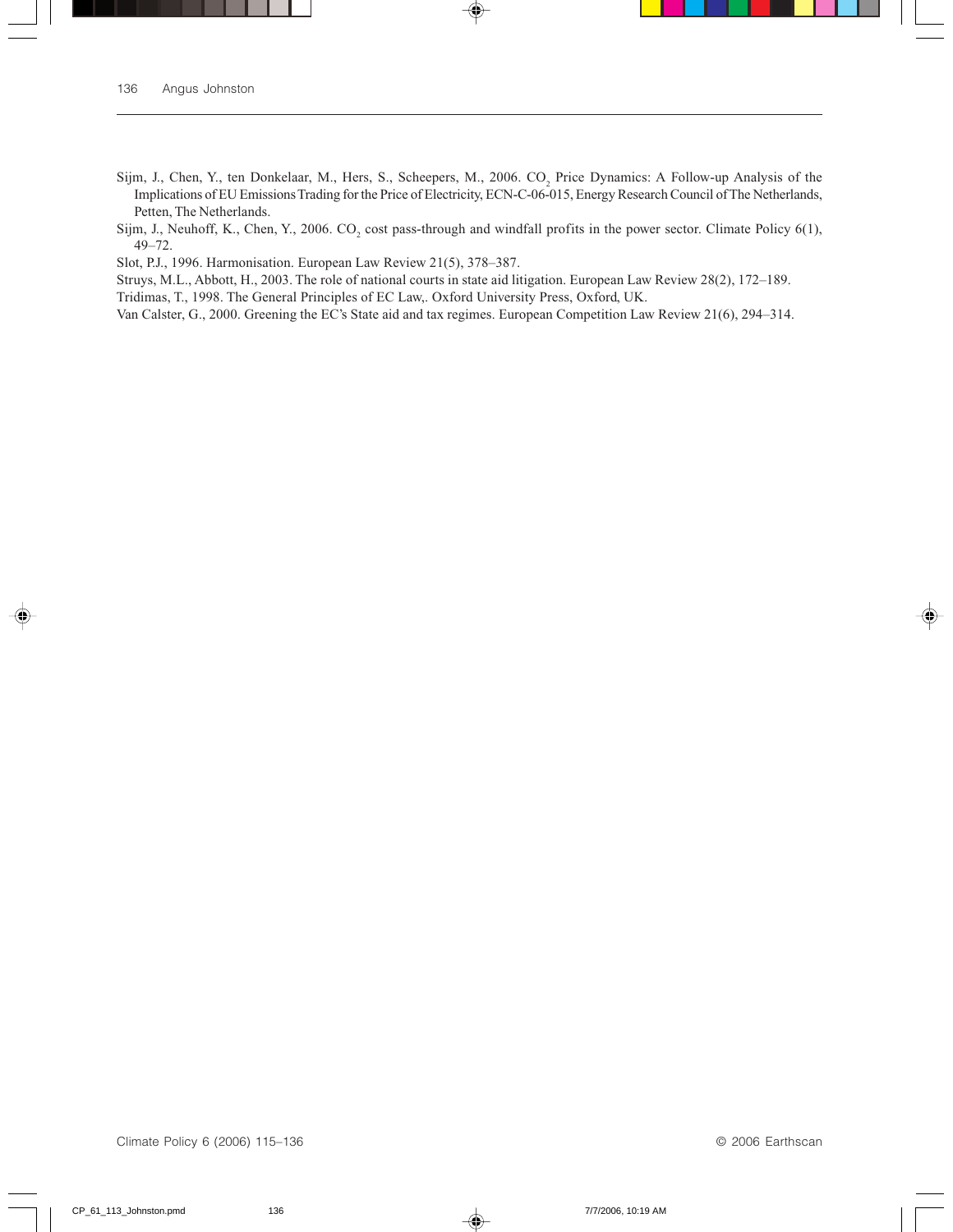Sijm, J., Chen, Y., ten Donkelaar, M., Hers, S., Scheepers, M., 2006. $CO_2$ Price Dynamics: A Follow-up Analysis of the Implications of EU Emissions Trading for the Price of Electricity, ECN-C-06-015, Energy Research Council of The Netherlands, Petten, The Netherlands.

Sijm, J., Neuhoff, K., Chen, Y., 2006. $CO_2$ cost pass-through and windfall profits in the power sector. Climate Policy 6(1), 49–72.

Slot, P.J., 1996. Harmonisation. European Law Review 21(5), 378–387.

Struys, M.L., Abbott, H., 2003. The role of national courts in state aid litigation. European Law Review 28(2), 172–189.

Tridimas, T., 1998. The General Principles of EC Law,. Oxford University Press, Oxford, UK.

Van Calster, G., 2000. Greening the EC's State aid and tax regimes. European Competition Law Review 21(6), 294–314.